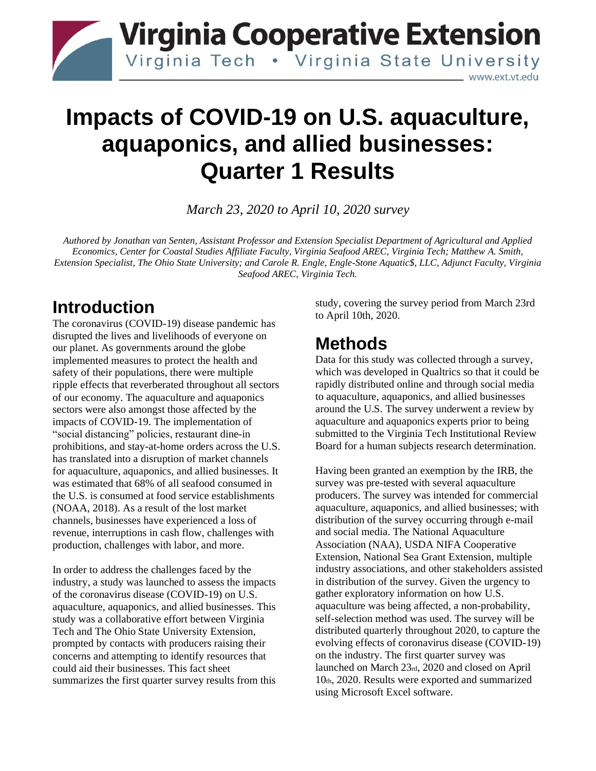# Virginia Cooperative Extension

Virginia Tech • Virginia State University

www.ext.vt.edu

# Impacts of COVID-19 on U.S. aquaculture, aquaponics, and allied businesses: Quarter 1 Results

*March 23, 2020 to April 10, 2020 survey*

*Authored by Jonathan van Senten, Assistant Professor and Extension Specialist Department of Agricultural and Applied Economics, Center for Coastal Studies Affiliate Faculty, Virginia Seafood AREC, Virginia Tech; Matthew A. Smith, Extension Specialist, The Ohio State University; and Carole R. Engle, Engle-Stone Aquatic$, LLC, Adjunct Faculty, Virginia Seafood AREC, Virginia Tech.*

## Introduction

The coronavirus (COVID-19) disease pandemic has disrupted the lives and livelihoods of everyone on our planet. As governments around the globe implemented measures to protect the health and safety of their populations, there were multiple ripple effects that reverberated throughout all sectors of our economy. The aquaculture and aquaponics sectors were also amongst those affected by the impacts of COVID-19. The implementation of "social distancing" policies, restaurant dine-in prohibitions, and stay-at-home orders across the U.S. has translated into a disruption of market channels for aquaculture, aquaponics, and allied businesses. It was estimated that 68% of all seafood consumed in the U.S. is consumed at food service establishments (NOAA, 2018). As a result of the lost market channels, businesses have experienced a loss of revenue, interruptions in cash flow, challenges with production, challenges with labor, and more.

In order to address the challenges faced by the industry, a study was launched to assess the impacts of the coronavirus disease (COVID-19) on U.S. aquaculture, aquaponics, and allied businesses. This study was a collaborative effort between Virginia Tech and The Ohio State University Extension, prompted by contacts with producers raising their concerns and attempting to identify resources that could aid their businesses. This fact sheet summarizes the first quarter survey results from this study, covering the survey period from March 23rd to April 10th, 2020.

## Methods

Data for this study was collected through a survey, which was developed in Qualtrics so that it could be rapidly distributed online and through social media to aquaculture, aquaponics, and allied businesses around the U.S. The survey underwent a review by aquaculture and aquaponics experts prior to being submitted to the Virginia Tech Institutional Review Board for a human subjects research determination.

Having been granted an exemption by the IRB, the survey was pre-tested with several aquaculture producers. The survey was intended for commercial aquaculture, aquaponics, and allied businesses; with distribution of the survey occurring through e-mail and social media. The National Aquaculture Association (NAA), USDA NIFA Cooperative Extension, National Sea Grant Extension, multiple industry associations, and other stakeholders assisted in distribution of the survey. Given the urgency to gather exploratory information on how U.S. aquaculture was being affected, a non-probability, self-selection method was used. The survey will be distributed quarterly throughout 2020, to capture the evolving effects of coronavirus disease (COVID-19) on the industry. The first quarter survey was launched on March 23rd, 2020 and closed on April 10th, 2020. Results were exported and summarized using Microsoft Excel software.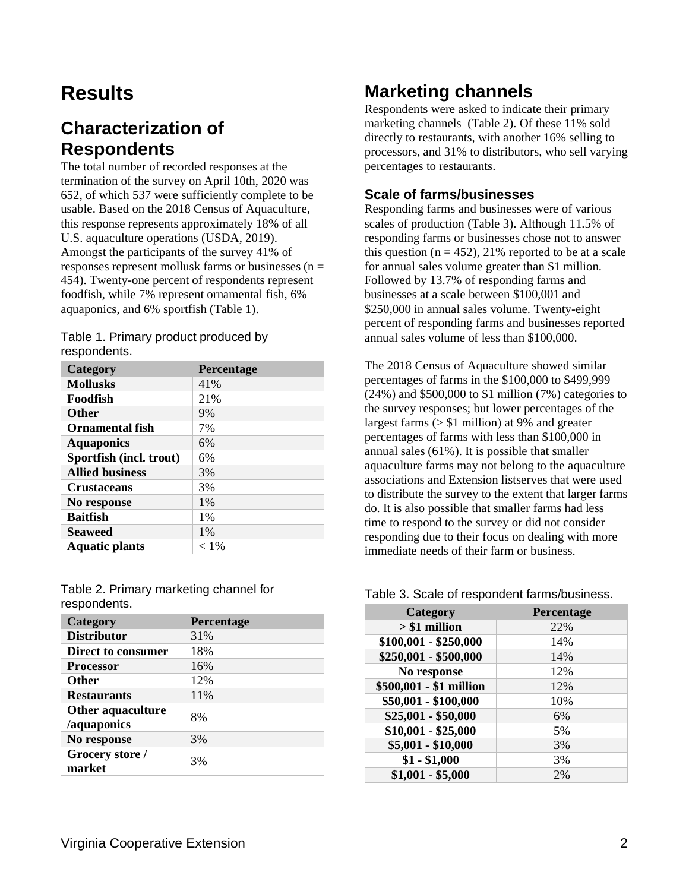# Results

## Characterization of Respondents

The total number of recorded responses at the termination of the survey on April 10th, 2020 was 652, of which 537 were sufficiently complete to be usable. Based on the 2018 Census of Aquaculture, this response represents approximately 18% of all U.S. aquaculture operations (USDA, 2019). Amongst the participants of the survey 41% of responses represent mollusk farms or businesses (n = 454). Twenty-one percent of respondents represent foodfish, while 7% represent ornamental fish, 6% aquaponics, and 6% sportfish (Table 1).

Table 1. Primary product produced by respondents.

| Category | Percentage |
|---|---|
| **Mollusks** | 41% |
| **Foodfish** | 21% |
| **Other** | 9% |
| **Ornamental fish** | 7% |
| **Aquaponics** | 6% |
| **Sportfish (incl. trout)** | 6% |
| **Allied business** | 3% |
| **Crustaceans** | 3% |
| **No response** | 1% |
| **Baitfish** | 1% |
| **Seaweed** | 1% |
| **Aquatic plants** | < 1% |

Table 2. Primary marketing channel for respondents.

| Category | Percentage |
|---|---|
| **Distributor** | 31% |
| **Direct to consumer** | 18% |
| **Processor** | 16% |
| **Other** | 12% |
| **Restaurants** | 11% |
| **Other aquaculture /aquaponics** | 8% |
| **No response** | 3% |
| **Grocery store / market** | 3% |

## Marketing channels

Respondents were asked to indicate their primary marketing channels (Table 2). Of these 11% sold directly to restaurants, with another 16% selling to processors, and 31% to distributors, who sell varying percentages to restaurants.

### Scale of farms/businesses

Responding farms and businesses were of various scales of production (Table 3). Although 11.5% of responding farms or businesses chose not to answer this question (n = 452), 21% reported to be at a scale for annual sales volume greater than $1 million. Followed by 13.7% of responding farms and businesses at a scale between $100,001 and $250,000 in annual sales volume. Twenty-eight percent of responding farms and businesses reported annual sales volume of less than $100,000.

The 2018 Census of Aquaculture showed similar percentages of farms in the $100,000 to $499,999 (24%) and $500,000 to $1 million (7%) categories to the survey responses; but lower percentages of the largest farms (> $1 million) at 9% and greater percentages of farms with less than $100,000 in annual sales (61%). It is possible that smaller aquaculture farms may not belong to the aquaculture associations and Extension listserves that were used to distribute the survey to the extent that larger farms do. It is also possible that smaller farms had less time to respond to the survey or did not consider responding due to their focus on dealing with more immediate needs of their farm or business.

Table 3. Scale of respondent farms/business.

| Category | Percentage |
|---|---|
| **> $1 million** | 22% |
| **$100,001 - $250,000** | 14% |
| **$250,001 - $500,000** | 14% |
| **No response** | 12% |
| **$500,001 - $1 million** | 12% |
| **$50,001 - $100,000** | 10% |
| **$25,001 - $50,000** | 6% |
| **$10,001 - $25,000** | 5% |
| **$5,001 - $10,000** | 3% |
| **$1 - $1,000** | 3% |
| **$1,001 - $5,000** | 2% |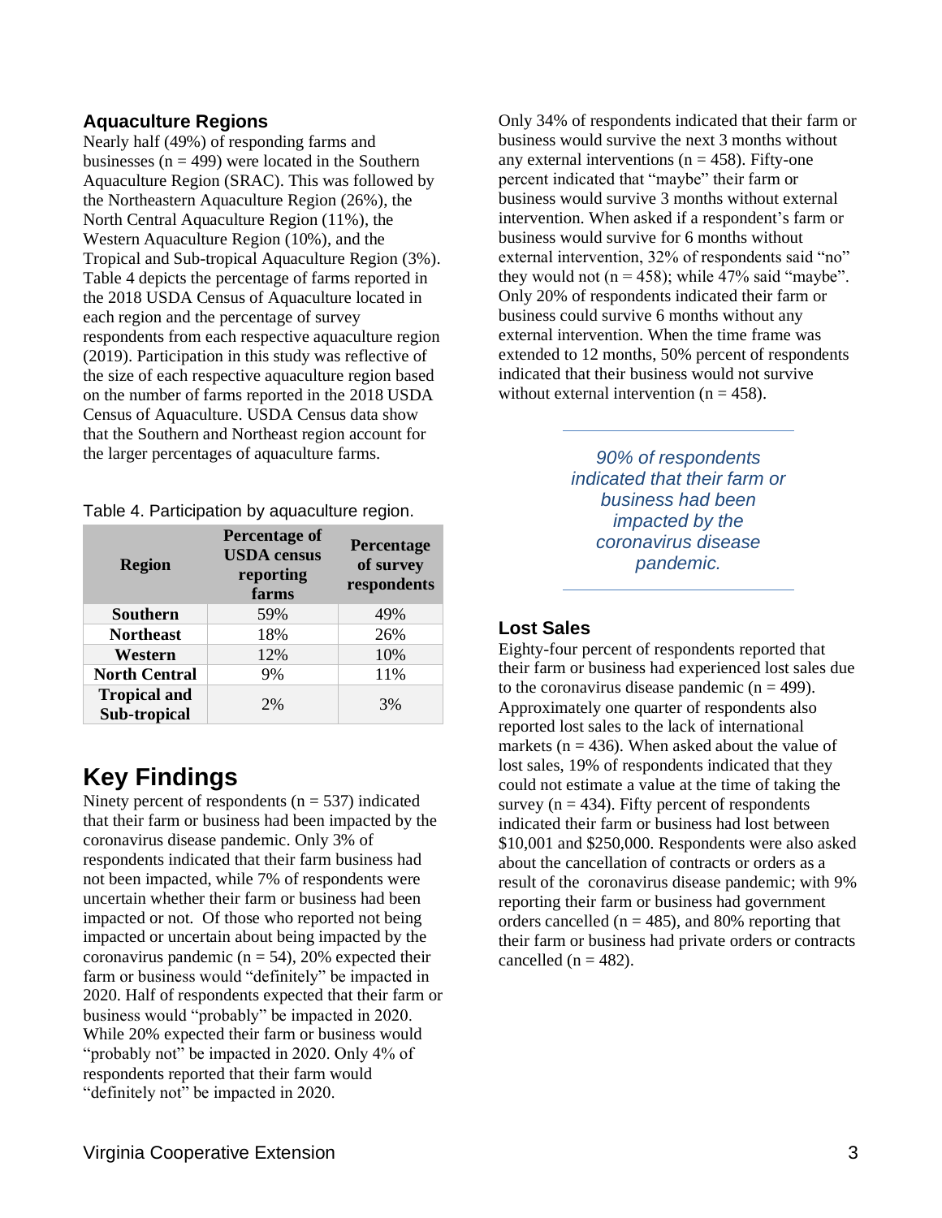### Aquaculture Regions

Nearly half (49%) of responding farms and businesses (n = 499) were located in the Southern Aquaculture Region (SRAC). This was followed by the Northeastern Aquaculture Region (26%), the North Central Aquaculture Region (11%), the Western Aquaculture Region (10%), and the Tropical and Sub-tropical Aquaculture Region (3%). Table 4 depicts the percentage of farms reported in the 2018 USDA Census of Aquaculture located in each region and the percentage of survey respondents from each respective aquaculture region (2019). Participation in this study was reflective of the size of each respective aquaculture region based on the number of farms reported in the 2018 USDA Census of Aquaculture. USDA Census data show that the Southern and Northeast region account for the larger percentages of aquaculture farms.

Table 4. Participation by aquaculture region.

| Region | Percentage of USDA census reporting farms | Percentage of survey respondents |
|---|---|---|
| Southern | 59% | 49% |
| Northeast | 18% | 26% |
| Western | 12% | 10% |
| North Central | 9% | 11% |
| Tropical and Sub-tropical | 2% | 3% |

## Key Findings

Ninety percent of respondents (n = 537) indicated that their farm or business had been impacted by the coronavirus disease pandemic. Only 3% of respondents indicated that their farm business had not been impacted, while 7% of respondents were uncertain whether their farm or business had been impacted or not. Of those who reported not being impacted or uncertain about being impacted by the coronavirus pandemic (n = 54), 20% expected their farm or business would "definitely" be impacted in 2020. Half of respondents expected that their farm or business would "probably" be impacted in 2020. While 20% expected their farm or business would "probably not" be impacted in 2020. Only 4% of respondents reported that their farm would "definitely not" be impacted in 2020.

Only 34% of respondents indicated that their farm or business would survive the next 3 months without any external interventions (n = 458). Fifty-one percent indicated that "maybe" their farm or business would survive 3 months without external intervention. When asked if a respondent's farm or business would survive for 6 months without external intervention, 32% of respondents said "no" they would not (n = 458); while 47% said "maybe". Only 20% of respondents indicated their farm or business could survive 6 months without any external intervention. When the time frame was extended to 12 months, 50% percent of respondents indicated that their business would not survive without external intervention (n = 458).

*90% of respondents indicated that their farm or business had been impacted by the coronavirus disease pandemic.*

### Lost Sales

Eighty-four percent of respondents reported that their farm or business had experienced lost sales due to the coronavirus disease pandemic (n = 499). Approximately one quarter of respondents also reported lost sales to the lack of international markets (n = 436). When asked about the value of lost sales, 19% of respondents indicated that they could not estimate a value at the time of taking the survey (n = 434). Fifty percent of respondents indicated their farm or business had lost between $10,001 and $250,000. Respondents were also asked about the cancellation of contracts or orders as a result of the coronavirus disease pandemic; with 9% reporting their farm or business had government orders cancelled (n = 485), and 80% reporting that their farm or business had private orders or contracts cancelled (n = 482).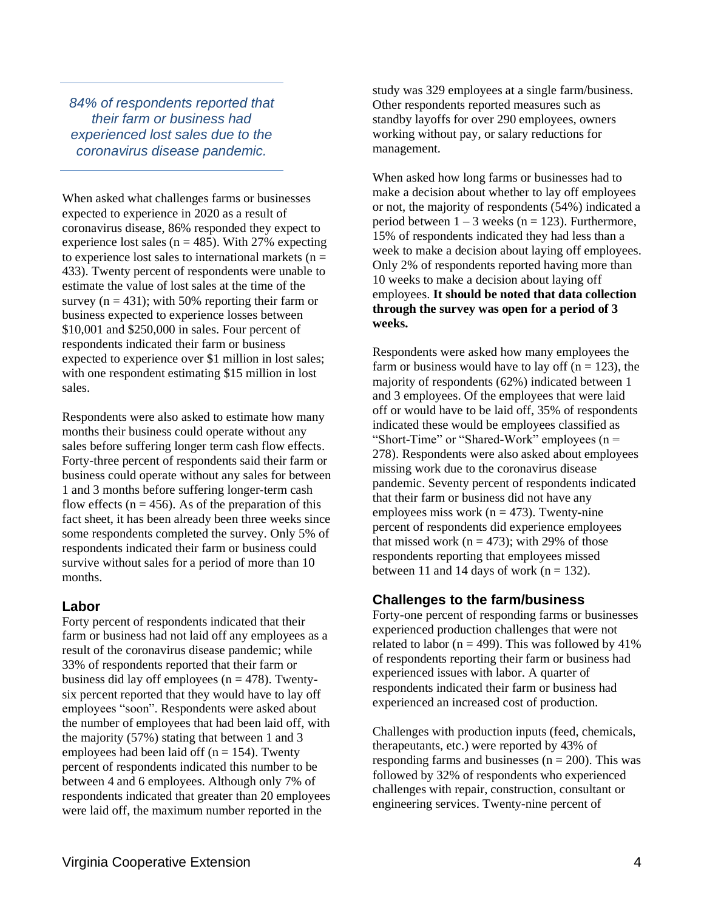*84% of respondents reported that their farm or business had experienced lost sales due to the coronavirus disease pandemic.*

When asked what challenges farms or businesses expected to experience in 2020 as a result of coronavirus disease, 86% responded they expect to experience lost sales (n = 485). With 27% expecting to experience lost sales to international markets (n = 433). Twenty percent of respondents were unable to estimate the value of lost sales at the time of the survey (n = 431); with 50% reporting their farm or business expected to experience losses between $10,001 and $250,000 in sales. Four percent of respondents indicated their farm or business expected to experience over $1 million in lost sales; with one respondent estimating $15 million in lost sales.

Respondents were also asked to estimate how many months their business could operate without any sales before suffering longer term cash flow effects. Forty-three percent of respondents said their farm or business could operate without any sales for between 1 and 3 months before suffering longer-term cash flow effects (n = 456). As of the preparation of this fact sheet, it has been already been three weeks since some respondents completed the survey. Only 5% of respondents indicated their farm or business could survive without sales for a period of more than 10 months.

### Labor

Forty percent of respondents indicated that their farm or business had not laid off any employees as a result of the coronavirus disease pandemic; while 33% of respondents reported that their farm or business did lay off employees (n = 478). Twenty-six percent reported that they would have to lay off employees "soon". Respondents were asked about the number of employees that had been laid off, with the majority (57%) stating that between 1 and 3 employees had been laid off (n = 154). Twenty percent of respondents indicated this number to be between 4 and 6 employees. Although only 7% of respondents indicated that greater than 20 employees were laid off, the maximum number reported in the study was 329 employees at a single farm/business. Other respondents reported measures such as standby layoffs for over 290 employees, owners working without pay, or salary reductions for management.

When asked how long farms or businesses had to make a decision about whether to lay off employees or not, the majority of respondents (54%) indicated a period between 1 – 3 weeks (n = 123). Furthermore, 15% of respondents indicated they had less than a week to make a decision about laying off employees. Only 2% of respondents reported having more than 10 weeks to make a decision about laying off employees. **It should be noted that data collection through the survey was open for a period of 3 weeks.**

Respondents were asked how many employees the farm or business would have to lay off (n = 123), the majority of respondents (62%) indicated between 1 and 3 employees. Of the employees that were laid off or would have to be laid off, 35% of respondents indicated these would be employees classified as "Short-Time" or "Shared-Work" employees (n = 278). Respondents were also asked about employees missing work due to the coronavirus disease pandemic. Seventy percent of respondents indicated that their farm or business did not have any employees miss work (n = 473). Twenty-nine percent of respondents did experience employees that missed work (n = 473); with 29% of those respondents reporting that employees missed between 11 and 14 days of work (n = 132).

### Challenges to the farm/business

Forty-one percent of responding farms or businesses experienced production challenges that were not related to labor (n = 499). This was followed by 41% of respondents reporting their farm or business had experienced issues with labor. A quarter of respondents indicated their farm or business had experienced an increased cost of production.

Challenges with production inputs (feed, chemicals, therapeutants, etc.) were reported by 43% of responding farms and businesses (n = 200). This was followed by 32% of respondents who experienced challenges with repair, construction, consultant or engineering services. Twenty-nine percent of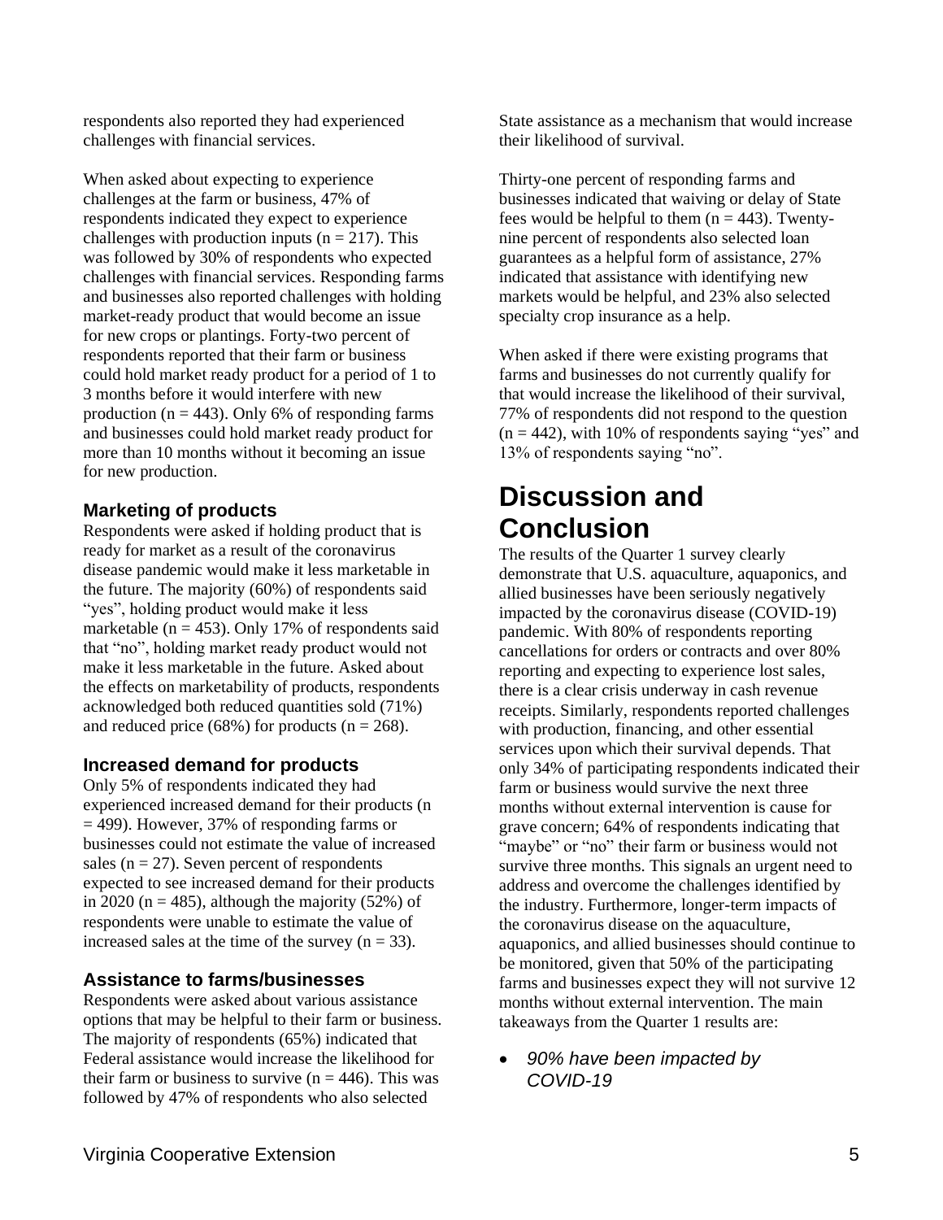respondents also reported they had experienced challenges with financial services.

When asked about expecting to experience challenges at the farm or business, 47% of respondents indicated they expect to experience challenges with production inputs (n = 217). This was followed by 30% of respondents who expected challenges with financial services. Responding farms and businesses also reported challenges with holding market-ready product that would become an issue for new crops or plantings. Forty-two percent of respondents reported that their farm or business could hold market ready product for a period of 1 to 3 months before it would interfere with new production (n = 443). Only 6% of responding farms and businesses could hold market ready product for more than 10 months without it becoming an issue for new production.

### Marketing of products

Respondents were asked if holding product that is ready for market as a result of the coronavirus disease pandemic would make it less marketable in the future. The majority (60%) of respondents said "yes", holding product would make it less marketable (n = 453). Only 17% of respondents said that "no", holding market ready product would not make it less marketable in the future. Asked about the effects on marketability of products, respondents acknowledged both reduced quantities sold (71%) and reduced price (68%) for products (n = 268).

### Increased demand for products

Only 5% of respondents indicated they had experienced increased demand for their products (n = 499). However, 37% of responding farms or businesses could not estimate the value of increased sales (n = 27). Seven percent of respondents expected to see increased demand for their products in 2020 (n = 485), although the majority (52%) of respondents were unable to estimate the value of increased sales at the time of the survey (n = 33).

### Assistance to farms/businesses

Respondents were asked about various assistance options that may be helpful to their farm or business. The majority of respondents (65%) indicated that Federal assistance would increase the likelihood for their farm or business to survive (n = 446). This was followed by 47% of respondents who also selected State assistance as a mechanism that would increase their likelihood of survival.

Thirty-one percent of responding farms and businesses indicated that waiving or delay of State fees would be helpful to them (n = 443). Twenty-nine percent of respondents also selected loan guarantees as a helpful form of assistance, 27% indicated that assistance with identifying new markets would be helpful, and 23% also selected specialty crop insurance as a help.

When asked if there were existing programs that farms and businesses do not currently qualify for that would increase the likelihood of their survival, 77% of respondents did not respond to the question (n = 442), with 10% of respondents saying "yes" and 13% of respondents saying "no".

## Discussion and Conclusion

The results of the Quarter 1 survey clearly demonstrate that U.S. aquaculture, aquaponics, and allied businesses have been seriously negatively impacted by the coronavirus disease (COVID-19) pandemic. With 80% of respondents reporting cancellations for orders or contracts and over 80% reporting and expecting to experience lost sales, there is a clear crisis underway in cash revenue receipts. Similarly, respondents reported challenges with production, financing, and other essential services upon which their survival depends. That only 34% of participating respondents indicated their farm or business would survive the next three months without external intervention is cause for grave concern; 64% of respondents indicating that "maybe" or "no" their farm or business would not survive three months. This signals an urgent need to address and overcome the challenges identified by the industry. Furthermore, longer-term impacts of the coronavirus disease on the aquaculture, aquaponics, and allied businesses should continue to be monitored, given that 50% of the participating farms and businesses expect they will not survive 12 months without external intervention. The main takeaways from the Quarter 1 results are:

- *90% have been impacted by COVID-19*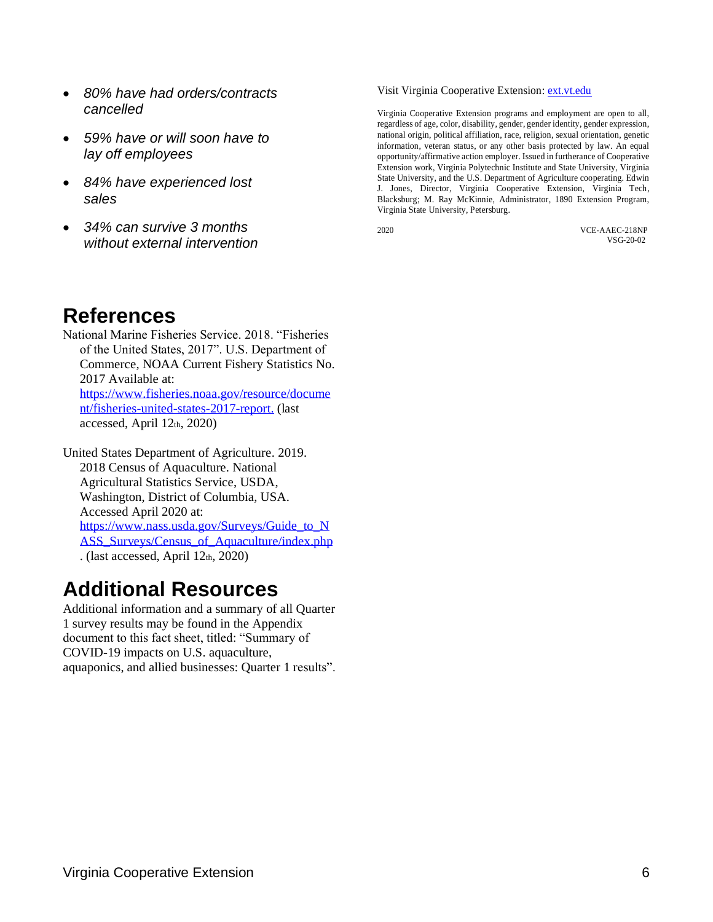- *80% have had orders/contracts cancelled*
- *59% have or will soon have to lay off employees*
- *84% have experienced lost sales*
- *34% can survive 3 months without external intervention*

## References

National Marine Fisheries Service. 2018. "Fisheries of the United States, 2017". U.S. Department of Commerce, NOAA Current Fishery Statistics No. 2017 Available at: [https://www.fisheries.noaa.gov/resource/document/fisheries-united-states-2017-report.](https://www.fisheries.noaa.gov/resource/document/fisheries-united-states-2017-report) (last accessed, April 12th, 2020)

United States Department of Agriculture. 2019. 2018 Census of Aquaculture. National Agricultural Statistics Service, USDA, Washington, District of Columbia, USA. Accessed April 2020 at: [https://www.nass.usda.gov/Surveys/Guide_to_NASS_Surveys/Census_of_Aquaculture/index.php](https://www.nass.usda.gov/Surveys/Guide_to_NASS_Surveys/Census_of_Aquaculture/index.php). (last accessed, April 12th, 2020)

## Additional Resources

Additional information and a summary of all Quarter 1 survey results may be found in the Appendix document to this fact sheet, titled: "Summary of COVID-19 impacts on U.S. aquaculture, aquaponics, and allied businesses: Quarter 1 results".

Visit Virginia Cooperative Extension: [ext.vt.edu](ext.vt.edu)

Virginia Cooperative Extension programs and employment are open to all, regardless of age, color, disability, gender, gender identity, gender expression, national origin, political affiliation, race, religion, sexual orientation, genetic information, veteran status, or any other basis protected by law. An equal opportunity/affirmative action employer. Issued in furtherance of Cooperative Extension work, Virginia Polytechnic Institute and State University, Virginia State University, and the U.S. Department of Agriculture cooperating. Edwin J. Jones, Director, Virginia Cooperative Extension, Virginia Tech, Blacksburg; M. Ray McKinnie, Administrator, 1890 Extension Program, Virginia State University, Petersburg.

2020

VCE-AAEC-218NP
VSG-20-02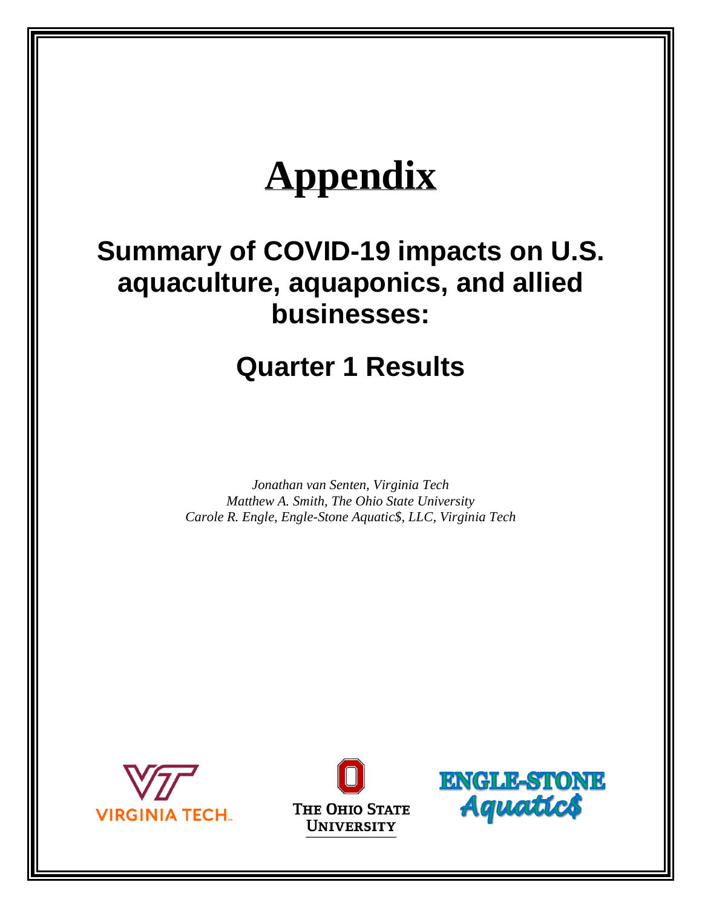# Appendix

## Summary of COVID-19 impacts on U.S. aquaculture, aquaponics, and allied businesses:

## Quarter 1 Results

*Jonathan van Senten, Virginia Tech*
*Matthew A. Smith, The Ohio State University*
*Carole R. Engle, Engle-Stone Aquatic$, LLC, Virginia Tech*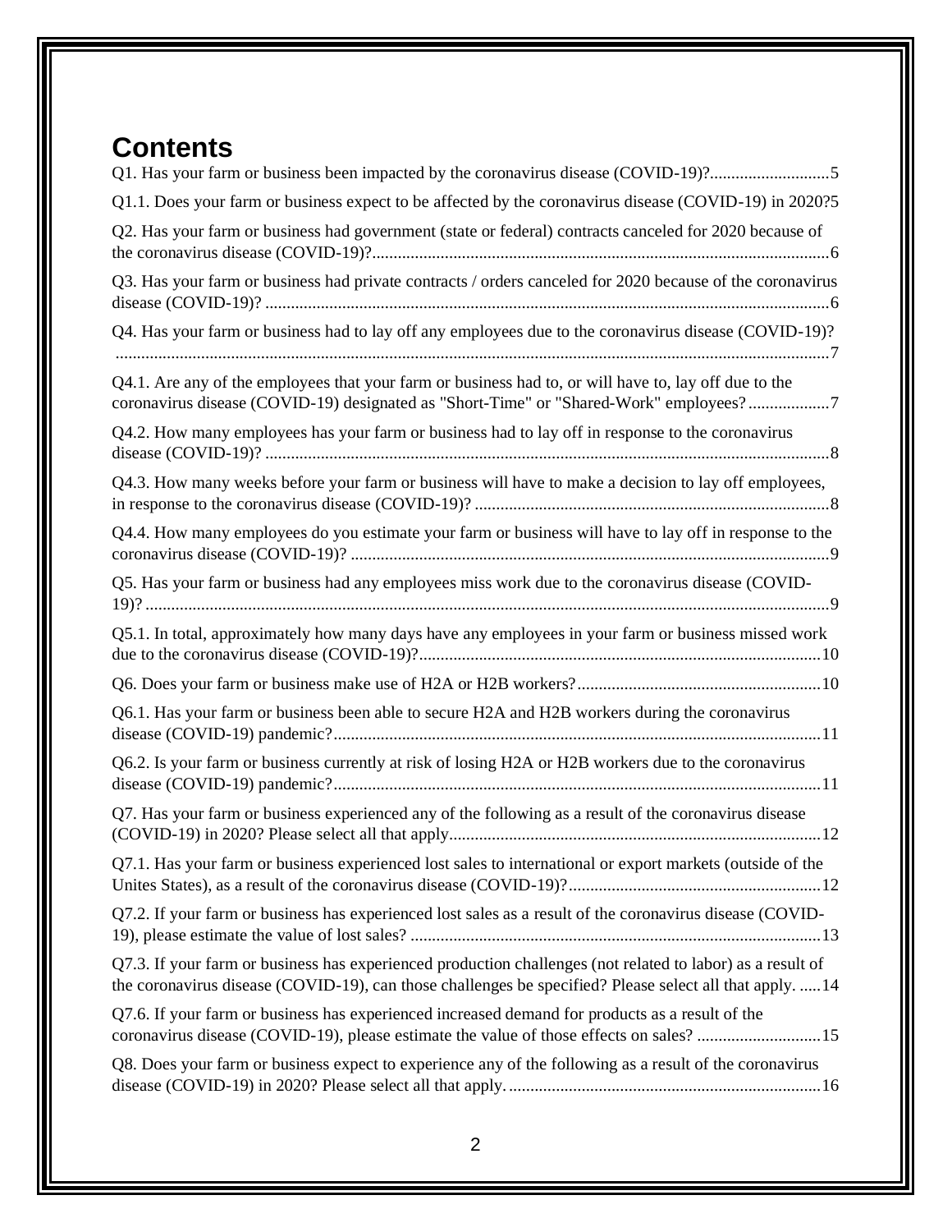# Contents

Q1. Has your farm or business been impacted by the coronavirus disease (COVID-19)?............................5

Q1.1. Does your farm or business expect to be affected by the coronavirus disease (COVID-19) in 2020?5

Q2. Has your farm or business had government (state or federal) contracts canceled for 2020 because of the coronavirus disease (COVID-19)?..........................................................................................................6

Q3. Has your farm or business had private contracts / orders canceled for 2020 because of the coronavirus disease (COVID-19)? ...................................................................................................................................6

Q4. Has your farm or business had to lay off any employees due to the coronavirus disease (COVID-19)? .......................................................................................................................................................................7

Q4.1. Are any of the employees that your farm or business had to, or will have to, lay off due to the coronavirus disease (COVID-19) designated as "Short-Time" or "Shared-Work" employees? ..................7

Q4.2. How many employees has your farm or business had to lay off in response to the coronavirus disease (COVID-19)? ...................................................................................................................................8

Q4.3. How many weeks before your farm or business will have to make a decision to lay off employees, in response to the coronavirus disease (COVID-19)? ..................................................................................8

Q4.4. How many employees do you estimate your farm or business will have to lay off in response to the coronavirus disease (COVID-19)? ...............................................................................................................9

Q5. Has your farm or business had any employees miss work due to the coronavirus disease (COVID-19)? ...............................................................................................................................................................9

Q5.1. In total, approximately how many days have any employees in your farm or business missed work due to the coronavirus disease (COVID-19)?.............................................................................................10

Q6. Does your farm or business make use of H2A or H2B workers?.........................................................10

Q6.1. Has your farm or business been able to secure H2A and H2B workers during the coronavirus disease (COVID-19) pandemic?.................................................................................................................11

Q6.2. Is your farm or business currently at risk of losing H2A or H2B workers due to the coronavirus disease (COVID-19) pandemic?.................................................................................................................11

Q7. Has your farm or business experienced any of the following as a result of the coronavirus disease (COVID-19) in 2020? Please select all that apply.......................................................................................12

Q7.1. Has your farm or business experienced lost sales to international or export markets (outside of the Unites States), as a result of the coronavirus disease (COVID-19)?...........................................................12

Q7.2. If your farm or business has experienced lost sales as a result of the coronavirus disease (COVID-19), please estimate the value of lost sales? ...............................................................................................13

Q7.3. If your farm or business has experienced production challenges (not related to labor) as a result of the coronavirus disease (COVID-19), can those challenges be specified? Please select all that apply. .....14

Q7.6. If your farm or business has experienced increased demand for products as a result of the coronavirus disease (COVID-19), please estimate the value of those effects on sales? ............................15

Q8. Does your farm or business expect to experience any of the following as a result of the coronavirus disease (COVID-19) in 2020? Please select all that apply. ........................................................................16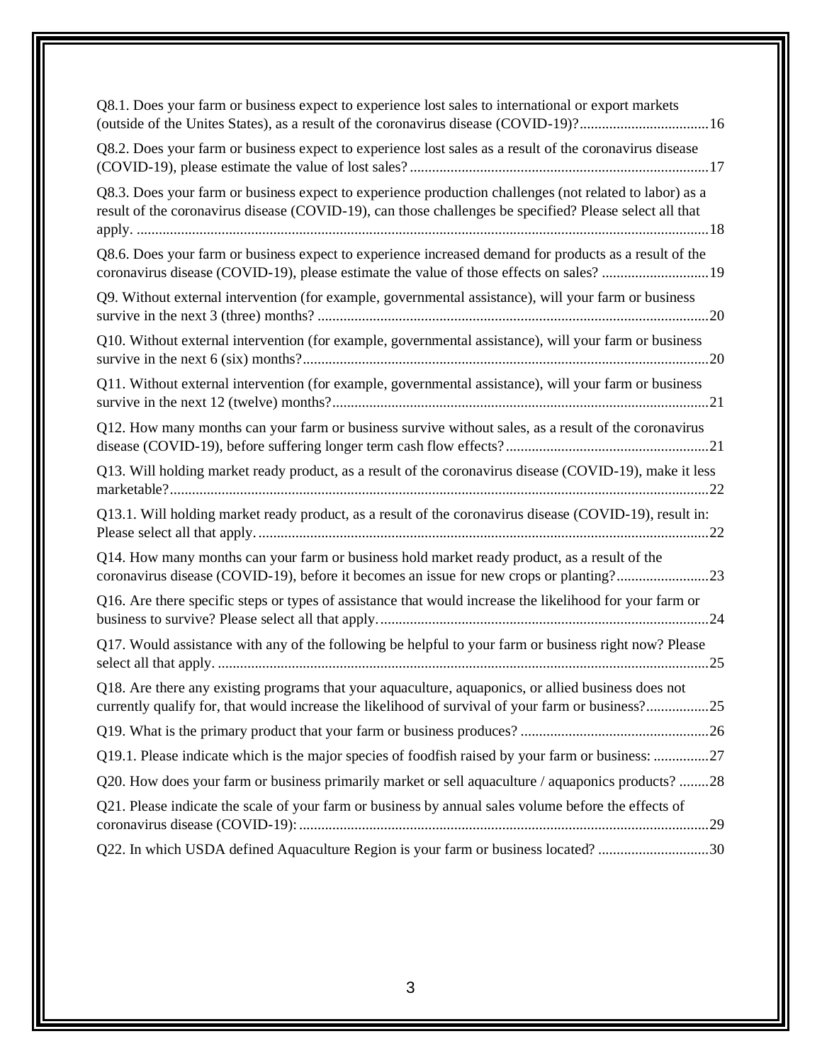Q8.1. Does your farm or business expect to experience lost sales to international or export markets (outside of the Unites States), as a result of the coronavirus disease (COVID-19)? .................................. 16

Q8.2. Does your farm or business expect to experience lost sales as a result of the coronavirus disease (COVID-19), please estimate the value of lost sales? ................................................................................ 17

Q8.3. Does your farm or business expect to experience production challenges (not related to labor) as a result of the coronavirus disease (COVID-19), can those challenges be specified? Please select all that apply. .......................................................................................................................................... 18

Q8.6. Does your farm or business expect to experience increased demand for products as a result of the coronavirus disease (COVID-19), please estimate the value of those effects on sales? ............................ 19

Q9. Without external intervention (for example, governmental assistance), will your farm or business survive in the next 3 (three) months? ......................................................................................................... 20

Q10. Without external intervention (for example, governmental assistance), will your farm or business survive in the next 6 (six) months? ............................................................................................................. 20

Q11. Without external intervention (for example, governmental assistance), will your farm or business survive in the next 12 (twelve) months? ..................................................................................................... 21

Q12. How many months can your farm or business survive without sales, as a result of the coronavirus disease (COVID-19), before suffering longer term cash flow effects? ...................................................... 21

Q13. Will holding market ready product, as a result of the coronavirus disease (COVID-19), make it less marketable? ................................................................................................................................................ 22

Q13.1. Will holding market ready product, as a result of the coronavirus disease (COVID-19), result in: Please select all that apply. ......................................................................................................................... 22

Q14. How many months can your farm or business hold market ready product, as a result of the coronavirus disease (COVID-19), before it becomes an issue for new crops or planting? ........................ 23

Q16. Are there specific steps or types of assistance that would increase the likelihood for your farm or business to survive? Please select all that apply. ......................................................................................... 24

Q17. Would assistance with any of the following be helpful to your farm or business right now? Please select all that apply. .................................................................................................................................... 25

Q18. Are there any existing programs that your aquaculture, aquaponics, or allied business does not currently qualify for, that would increase the likelihood of survival of your farm or business? ................ 25

Q19. What is the primary product that your farm or business produces? .................................................. 26

Q19.1. Please indicate which is the major species of foodfish raised by your farm or business: ............... 27

Q20. How does your farm or business primarily market or sell aquaculture / aquaponics products? ........ 28

Q21. Please indicate the scale of your farm or business by annual sales volume before the effects of coronavirus disease (COVID-19): .............................................................................................................. 29

Q22. In which USDA defined Aquaculture Region is your farm or business located? .............................. 30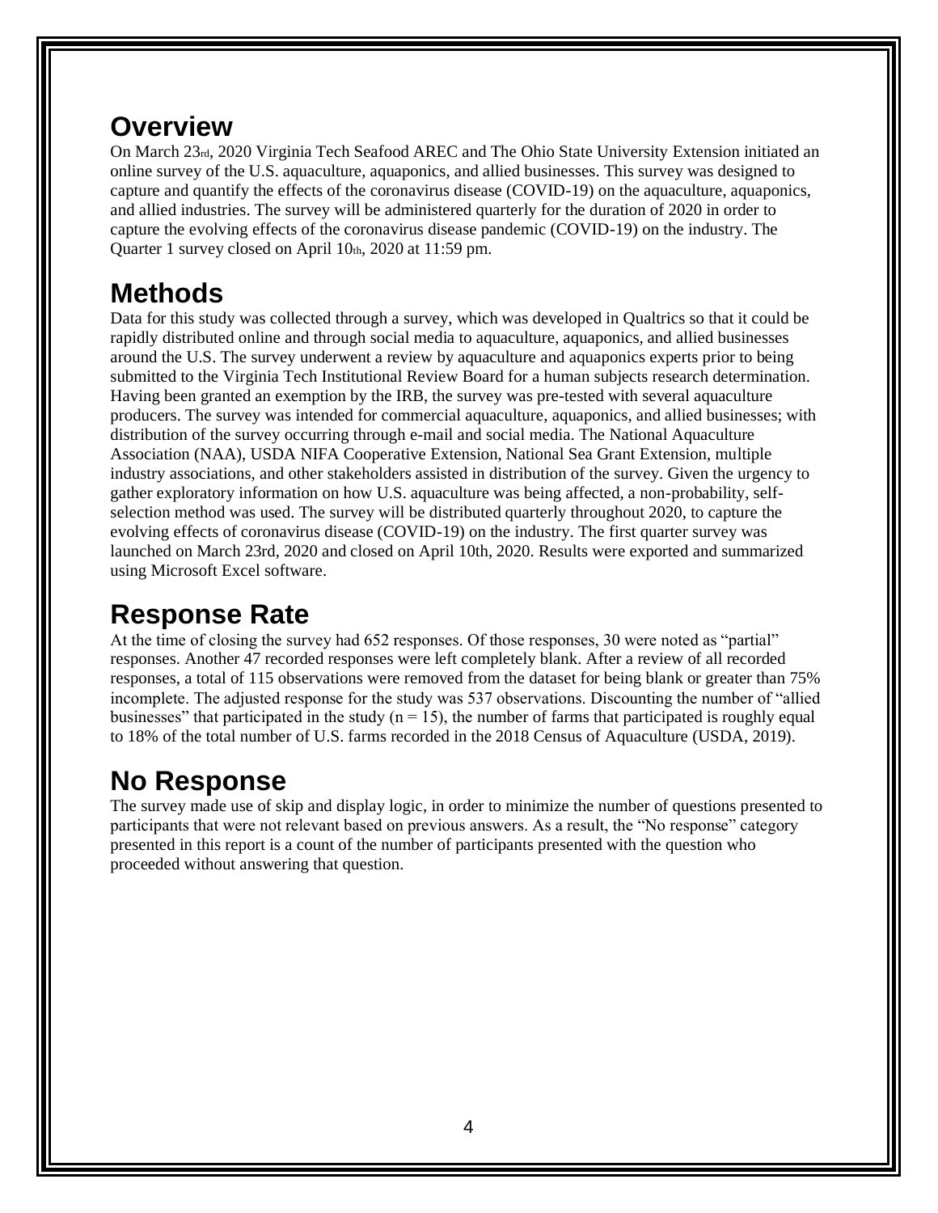## Overview

On March 23rd, 2020 Virginia Tech Seafood AREC and The Ohio State University Extension initiated an online survey of the U.S. aquaculture, aquaponics, and allied businesses. This survey was designed to capture and quantify the effects of the coronavirus disease (COVID-19) on the aquaculture, aquaponics, and allied industries. The survey will be administered quarterly for the duration of 2020 in order to capture the evolving effects of the coronavirus disease pandemic (COVID-19) on the industry. The Quarter 1 survey closed on April 10th, 2020 at 11:59 pm.

## Methods

Data for this study was collected through a survey, which was developed in Qualtrics so that it could be rapidly distributed online and through social media to aquaculture, aquaponics, and allied businesses around the U.S. The survey underwent a review by aquaculture and aquaponics experts prior to being submitted to the Virginia Tech Institutional Review Board for a human subjects research determination. Having been granted an exemption by the IRB, the survey was pre-tested with several aquaculture producers. The survey was intended for commercial aquaculture, aquaponics, and allied businesses; with distribution of the survey occurring through e-mail and social media. The National Aquaculture Association (NAA), USDA NIFA Cooperative Extension, National Sea Grant Extension, multiple industry associations, and other stakeholders assisted in distribution of the survey. Given the urgency to gather exploratory information on how U.S. aquaculture was being affected, a non-probability, self-selection method was used. The survey will be distributed quarterly throughout 2020, to capture the evolving effects of coronavirus disease (COVID-19) on the industry. The first quarter survey was launched on March 23rd, 2020 and closed on April 10th, 2020. Results were exported and summarized using Microsoft Excel software.

## Response Rate

At the time of closing the survey had 652 responses. Of those responses, 30 were noted as "partial" responses. Another 47 recorded responses were left completely blank. After a review of all recorded responses, a total of 115 observations were removed from the dataset for being blank or greater than 75% incomplete. The adjusted response for the study was 537 observations. Discounting the number of "allied businesses" that participated in the study ($n = 15$), the number of farms that participated is roughly equal to 18% of the total number of U.S. farms recorded in the 2018 Census of Aquaculture (USDA, 2019).

## No Response

The survey made use of skip and display logic, in order to minimize the number of questions presented to participants that were not relevant based on previous answers. As a result, the "No response" category presented in this report is a count of the number of participants presented with the question who proceeded without answering that question.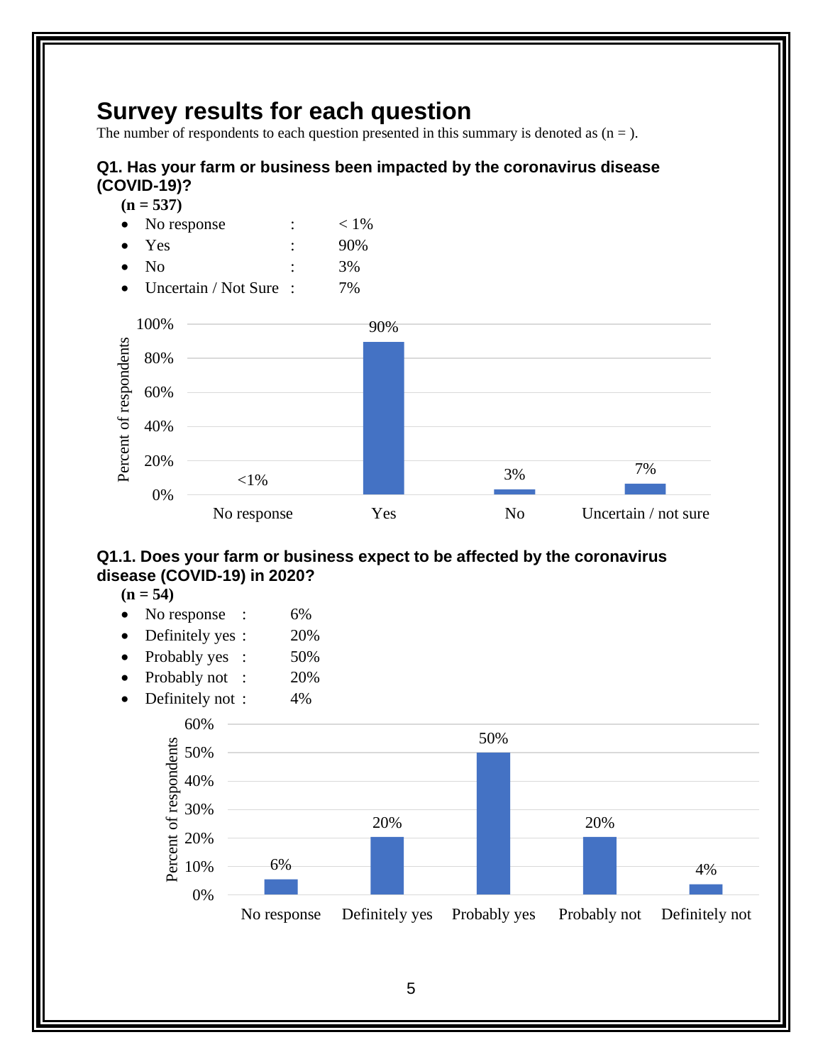# Survey results for each question

The number of respondents to each question presented in this summary is denoted as (n = ).

### Q1. Has your farm or business been impacted by the coronavirus disease (COVID-19)?

**(n = 537)**

- No response : < 1%
- Yes : 90%
- No : 3%
- Uncertain / Not Sure : 7%

### Q1.1. Does your farm or business expect to be affected by the coronavirus disease (COVID-19) in 2020?

**(n = 54)**

- No response : 6%
- Definitely yes : 20%
- Probably yes : 50%
- Probably not : 20%
- Definitely not : 4%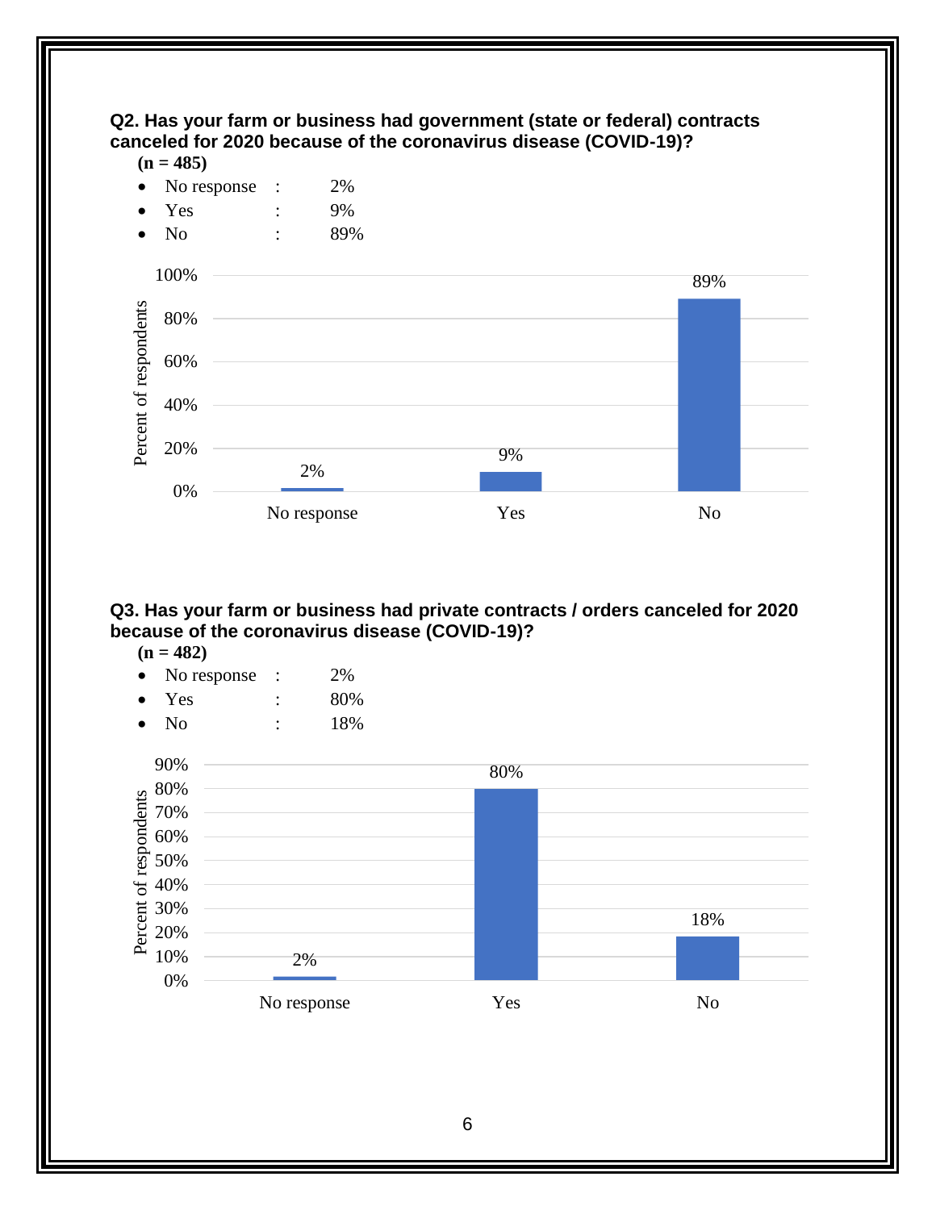**Q2. Has your farm or business had government (state or federal) contracts canceled for 2020 because of the coronavirus disease (COVID-19)?**

**(n = 485)**

- No response : 2%
- Yes : 9%
- No : 89%

**Q3. Has your farm or business had private contracts / orders canceled for 2020 because of the coronavirus disease (COVID-19)?**

**(n = 482)**

- No response : 2%
- Yes : 80%
- No : 18%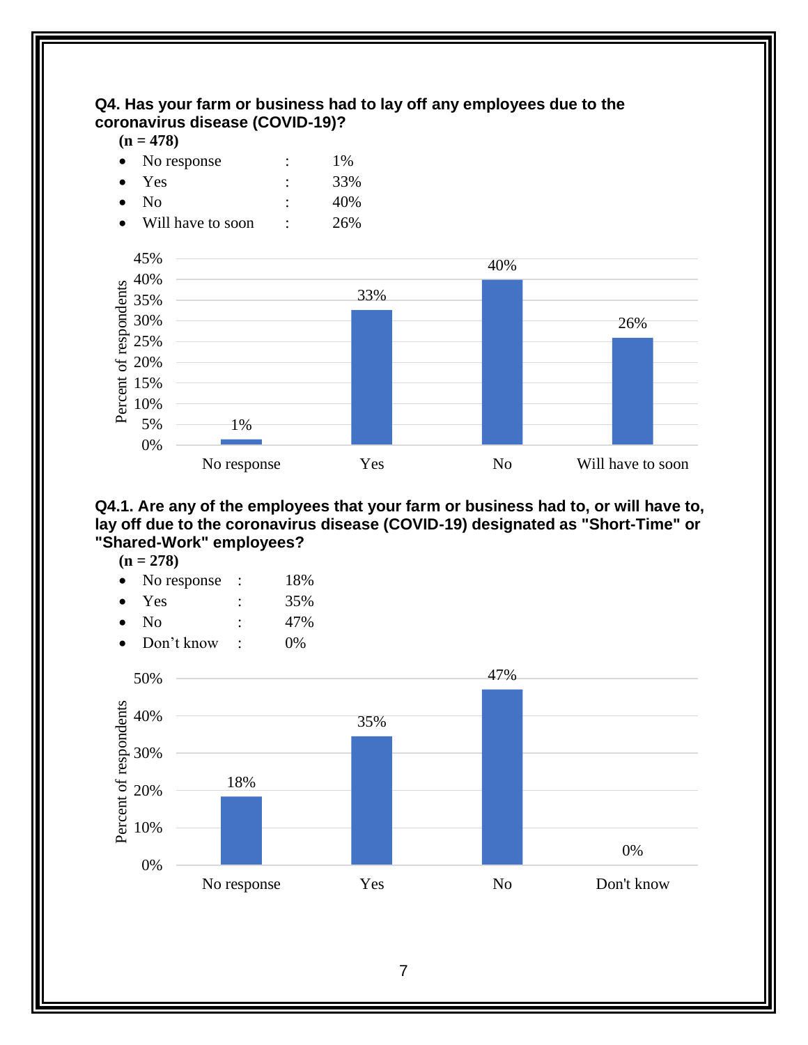**Q4. Has your farm or business had to lay off any employees due to the coronavirus disease (COVID-19)?**

**(n = 478)**

- No response : 1%
- Yes : 33%
- No : 40%
- Will have to soon : 26%

**Q4.1. Are any of the employees that your farm or business had to, or will have to, lay off due to the coronavirus disease (COVID-19) designated as "Short-Time" or "Shared-Work" employees?**

**(n = 278)**

- No response : 18%
- Yes : 35%
- No : 47%
- Don't know : 0%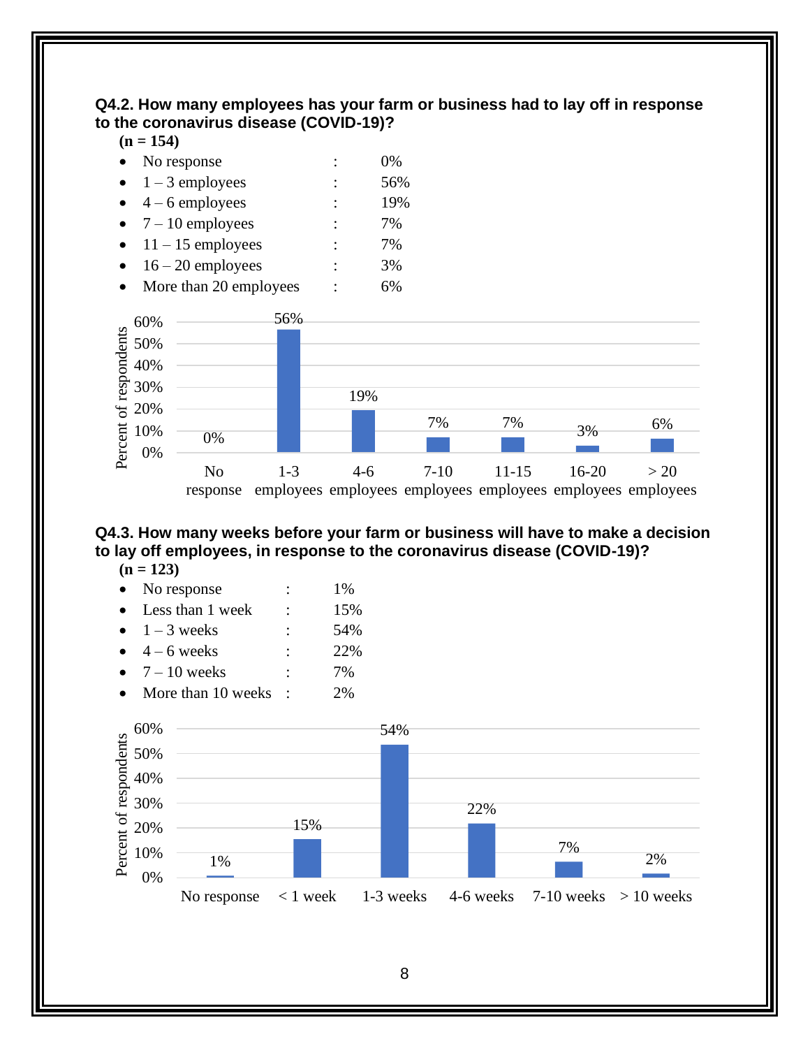**Q4.2. How many employees has your farm or business had to lay off in response to the coronavirus disease (COVID-19)?**

**(n = 154)**

- No response : 0%
- 1 – 3 employees : 56%
- 4 – 6 employees : 19%
- 7 – 10 employees : 7%
- 11 – 15 employees : 7%
- 16 – 20 employees : 3%
- More than 20 employees : 6%

| Response | Percent of respondents |
|---|---|
| No response | 0% |
| 1-3 employees | 56% |
| 4-6 employees | 19% |
| 7-10 employees | 7% |
| 11-15 employees | 7% |
| 16-20 employees | 3% |
| > 20 employees | 6% |

**Q4.3. How many weeks before your farm or business will have to make a decision to lay off employees, in response to the coronavirus disease (COVID-19)?**

**(n = 123)**

- No response : 1%
- Less than 1 week : 15%
- 1 – 3 weeks : 54%
- 4 – 6 weeks : 22%
- 7 – 10 weeks : 7%
- More than 10 weeks : 2%

| Response | Percent of respondents |
|---|---|
| No response | 1% |
| < 1 week | 15% |
| 1-3 weeks | 54% |
| 4-6 weeks | 22% |
| 7-10 weeks | 7% |
| > 10 weeks | 2% |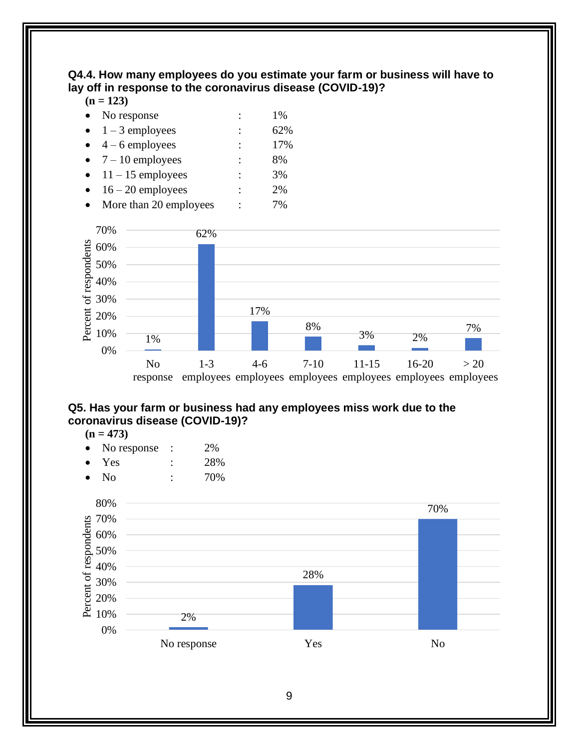**Q4.4. How many employees do you estimate your farm or business will have to lay off in response to the coronavirus disease (COVID-19)?**

**(n = 123)**

- No response : 1%
- 1 – 3 employees : 62%
- 4 – 6 employees : 17%
- 7 – 10 employees : 8%
- 11 – 15 employees : 3%
- 16 – 20 employees : 2%
- More than 20 employees : 7%

**Q5. Has your farm or business had any employees miss work due to the coronavirus disease (COVID-19)?**

**(n = 473)**

- No response : 2%
- Yes : 28%
- No : 70%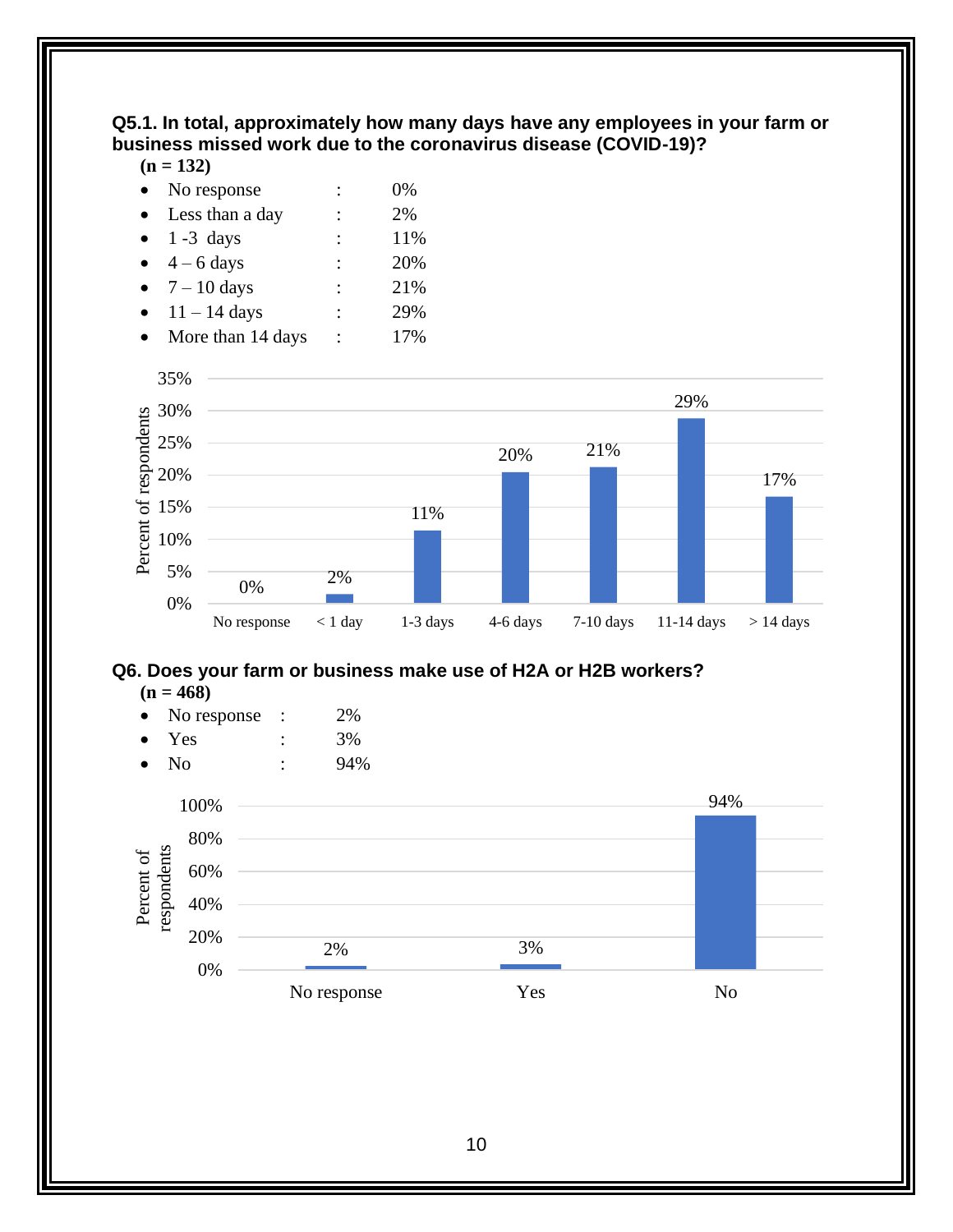**Q5.1. In total, approximately how many days have any employees in your farm or business missed work due to the coronavirus disease (COVID-19)?**

**(n = 132)**

- No response : 0%
- Less than a day : 2%
- 1 -3 days : 11%
- 4 – 6 days : 20%
- 7 – 10 days : 21%
- 11 – 14 days : 29%
- More than 14 days : 17%

**Q6. Does your farm or business make use of H2A or H2B workers?**

**(n = 468)**

- No response : 2%
- Yes : 3%
- No : 94%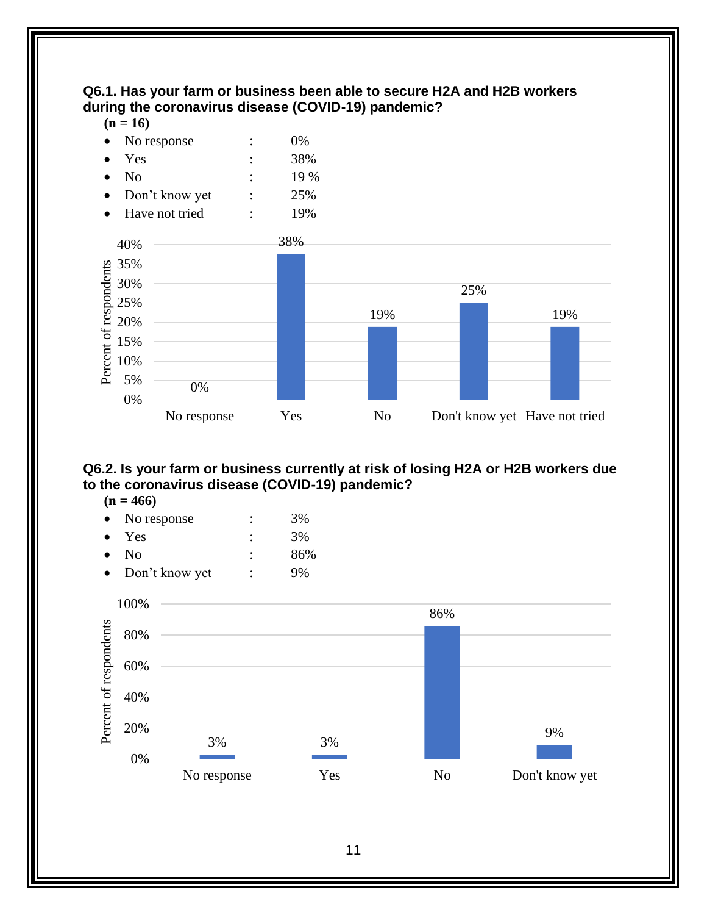**Q6.1. Has your farm or business been able to secure H2A and H2B workers during the coronavirus disease (COVID-19) pandemic?**

**(n = 16)**

- No response : 0%
- Yes : 38%
- No : 19 %
- Don't know yet : 25%
- Have not tried : 19%

**Q6.2. Is your farm or business currently at risk of losing H2A or H2B workers due to the coronavirus disease (COVID-19) pandemic?**

**(n = 466)**

- No response : 3%
- Yes : 3%
- No : 86%
- Don't know yet : 9%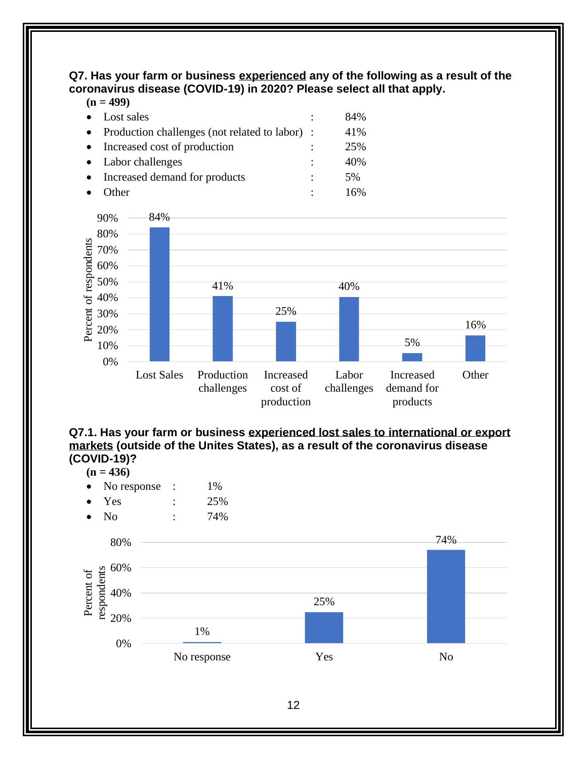**Q7. Has your farm or business experienced any of the following as a result of the coronavirus disease (COVID-19) in 2020? Please select all that apply.**

**(n = 499)**

- Lost sales : 84%
- Production challenges (not related to labor) : 41%
- Increased cost of production : 25%
- Labor challenges : 40%
- Increased demand for products : 5%
- Other : 16%

| | Percent of respondents |
|---|---|
| Lost Sales | 84% |
| Production challenges | 41% |
| Increased cost of production | 25% |
| Labor challenges | 40% |
| Increased demand for products | 5% |
| Other | 16% |

**Q7.1. Has your farm or business experienced lost sales to international or export markets (outside of the Unites States), as a result of the coronavirus disease (COVID-19)?**

**(n = 436)**

- No response : 1%
- Yes : 25%
- No : 74%

| | Percent of respondents |
|---|---|
| No response | 1% |
| Yes | 25% |
| No | 74% |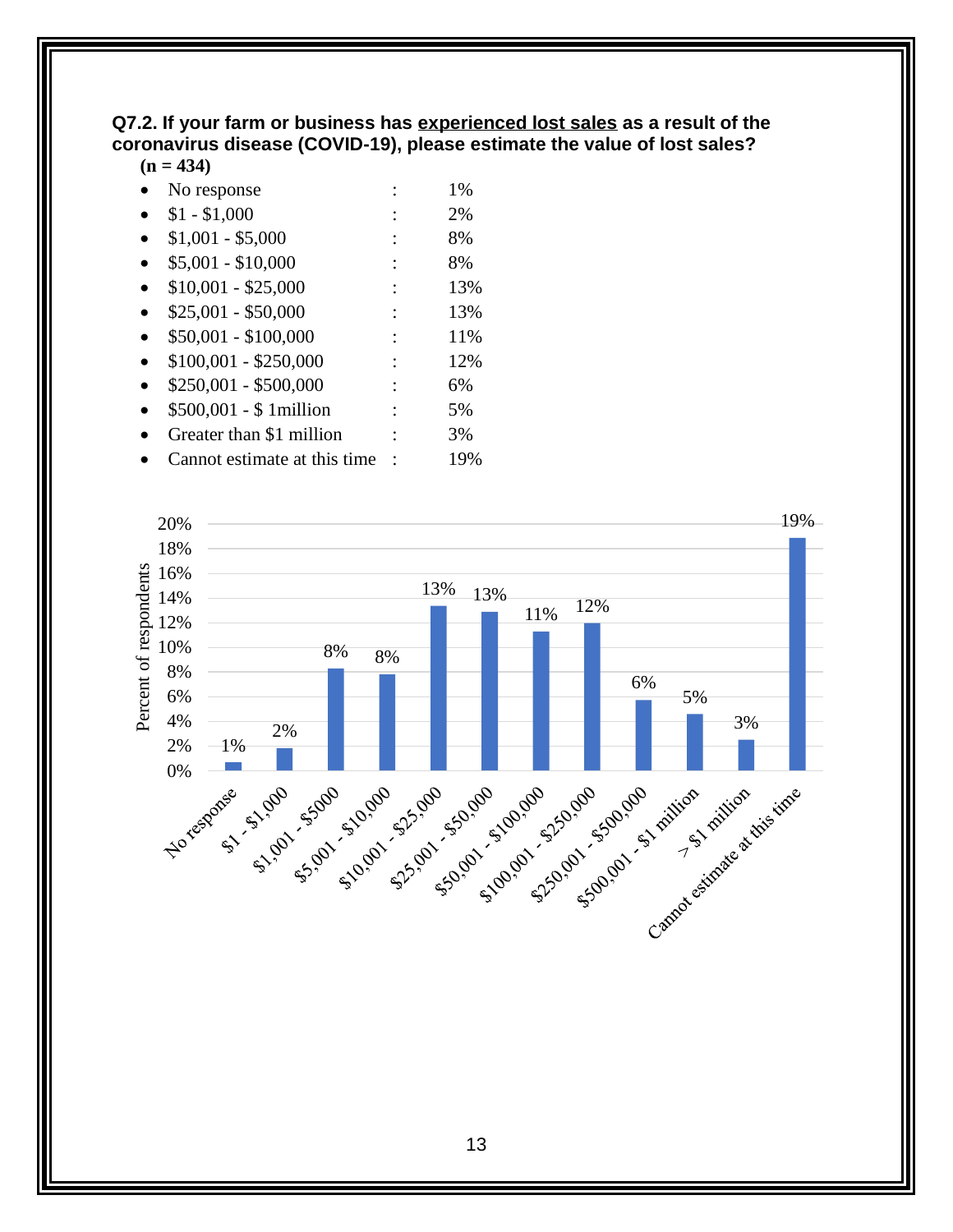**Q7.2. If your farm or business has <u>experienced lost sales</u> as a result of the coronavirus disease (COVID-19), please estimate the value of lost sales?**
**(n = 434)**

- No response : 1%
- $1 - $1,000 : 2%
- $1,001 - $5,000 : 8%
- $5,001 - $10,000 : 8%
- $10,001 - $25,000 : 13%
- $25,001 - $50,000 : 13%
- $50,001 - $100,000 : 11%
- $100,001 - $250,000 : 12%
- $250,001 - $500,000 : 6%
- $500,001 - $ 1million : 5%
- Greater than $1 million : 3%
- Cannot estimate at this time : 19%

| Response | Percent of respondents |
| --- | --- |
| No response | 1% |
| $1 - $1,000 | 2% |
| $1,001 - $5000 | 8% |
| $5,001 - $10,000 | 8% |
| $10,001 - $25,000 | 13% |
| $25,001 - $50,000 | 13% |
| $50,001 - $100,000 | 11% |
| $100,001 - $250,000 | 12% |
| $250,001 - $500,000 | 6% |
| $500,001 - $1 million | 5% |
| > $1 million | 3% |
| Cannot estimate at this time | 19% |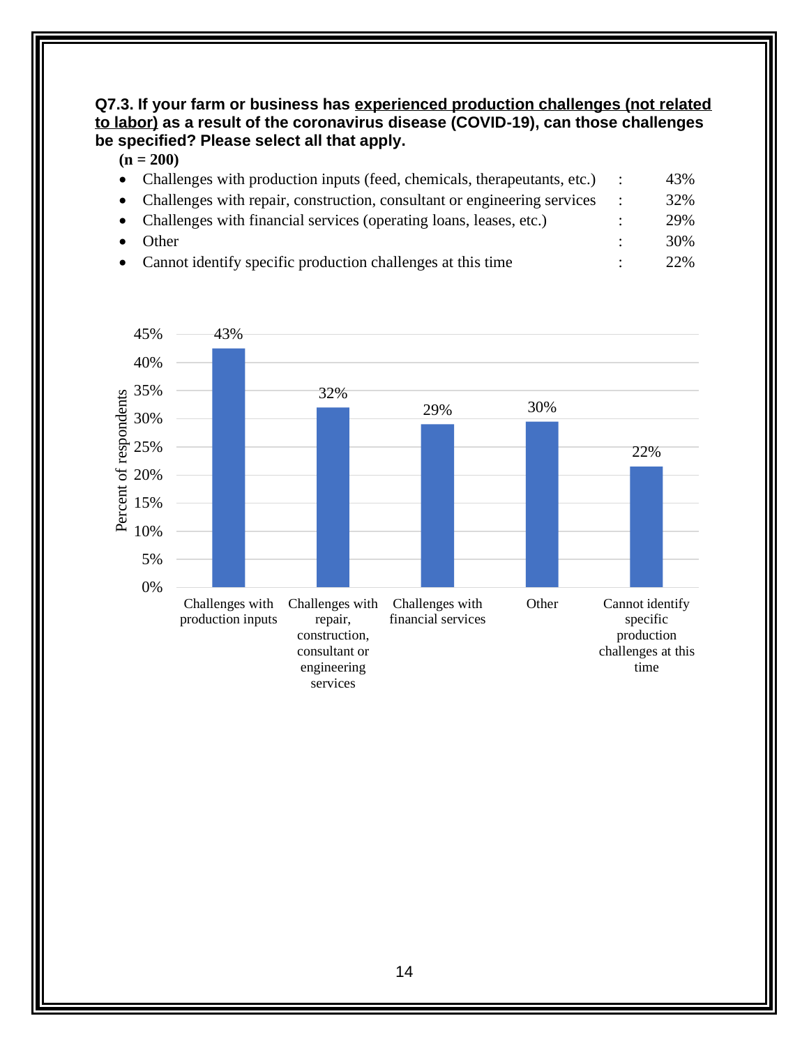**Q7.3. If your farm or business has experienced production challenges (not related to labor) as a result of the coronavirus disease (COVID-19), can those challenges be specified? Please select all that apply.**

**(n = 200)**

- Challenges with production inputs (feed, chemicals, therapeutants, etc.) : 43%
- Challenges with repair, construction, consultant or engineering services : 32%
- Challenges with financial services (operating loans, leases, etc.) : 29%
- Other : 30%
- Cannot identify specific production challenges at this time : 22%

| Response | Percent of respondents |
|---|---|
| Challenges with production inputs | 43% |
| Challenges with repair, construction, consultant or engineering services | 32% |
| Challenges with financial services | 29% |
| Other | 30% |
| Cannot identify specific production challenges at this time | 22% |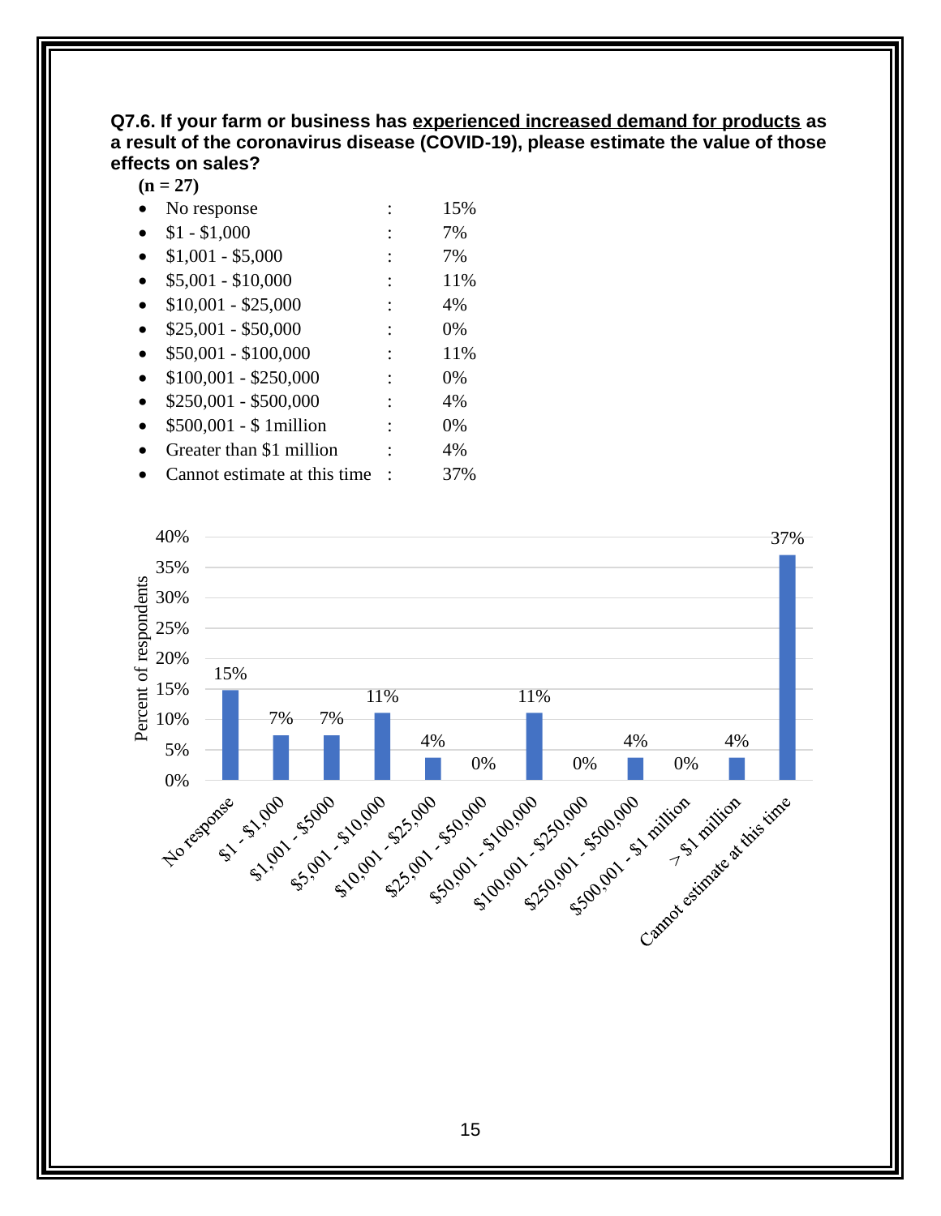**Q7.6. If your farm or business has experienced increased demand for products as a result of the coronavirus disease (COVID-19), please estimate the value of those effects on sales?**

**(n = 27)**

- No response : 15%
- $1 - $1,000 : 7%
- $1,001 - $5,000 : 7%
- $5,001 - $10,000 : 11%
- $10,001 - $25,000 : 4%
- $25,001 - $50,000 : 0%
- $50,001 - $100,000 : 11%
- $100,001 - $250,000 : 0%
- $250,001 - $500,000 : 4%
- $500,001 - $ 1million : 0%
- Greater than $1 million : 4%
- Cannot estimate at this time : 37%

| Category | Percent of respondents |
|---|---|
| No response | 15% |
| $1 - $1,000 | 7% |
| $1,001 - $5000 | 7% |
| $5,001 - $10,000 | 11% |
| $10,001 - $25,000 | 4% |
| $25,001 - $50,000 | 0% |
| $50,001 - $100,000 | 11% |
| $100,001 - $250,000 | 0% |
| $250,001 - $500,000 | 4% |
| $500,001 - $1 million | 0% |
| > $1 million | 4% |
| Cannot estimate at this time | 37% |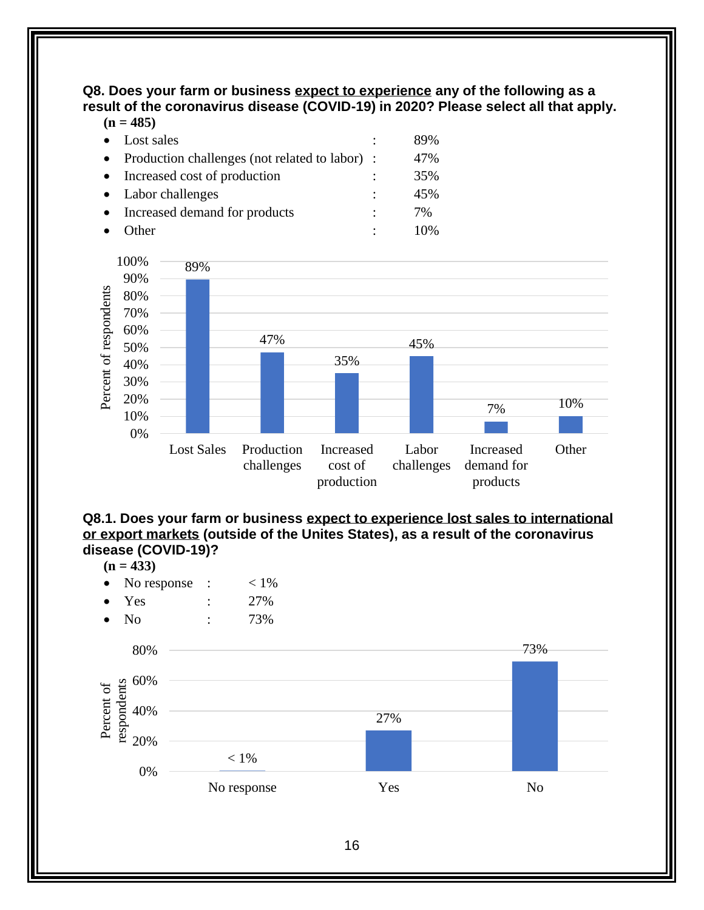**Q8. Does your farm or business <u>expect to experience</u> any of the following as a result of the coronavirus disease (COVID-19) in 2020? Please select all that apply.**

**(n = 485)**

- Lost sales : 89%
- Production challenges (not related to labor) : 47%
- Increased cost of production : 35%
- Labor challenges : 45%
- Increased demand for products : 7%
- Other : 10%

| Response | Percent of respondents |
|---|---|
| Lost Sales | 89% |
| Production challenges | 47% |
| Increased cost of production | 35% |
| Labor challenges | 45% |
| Increased demand for products | 7% |
| Other | 10% |

**Q8.1. Does your farm or business <u>expect to experience lost sales to international or export markets</u> (outside of the Unites States), as a result of the coronavirus disease (COVID-19)?**

**(n = 433)**

- No response : < 1%
- Yes : 27%
- No : 73%

| Response | Percent of respondents |
|---|---|
| No response | < 1% |
| Yes | 27% |
| No | 73% |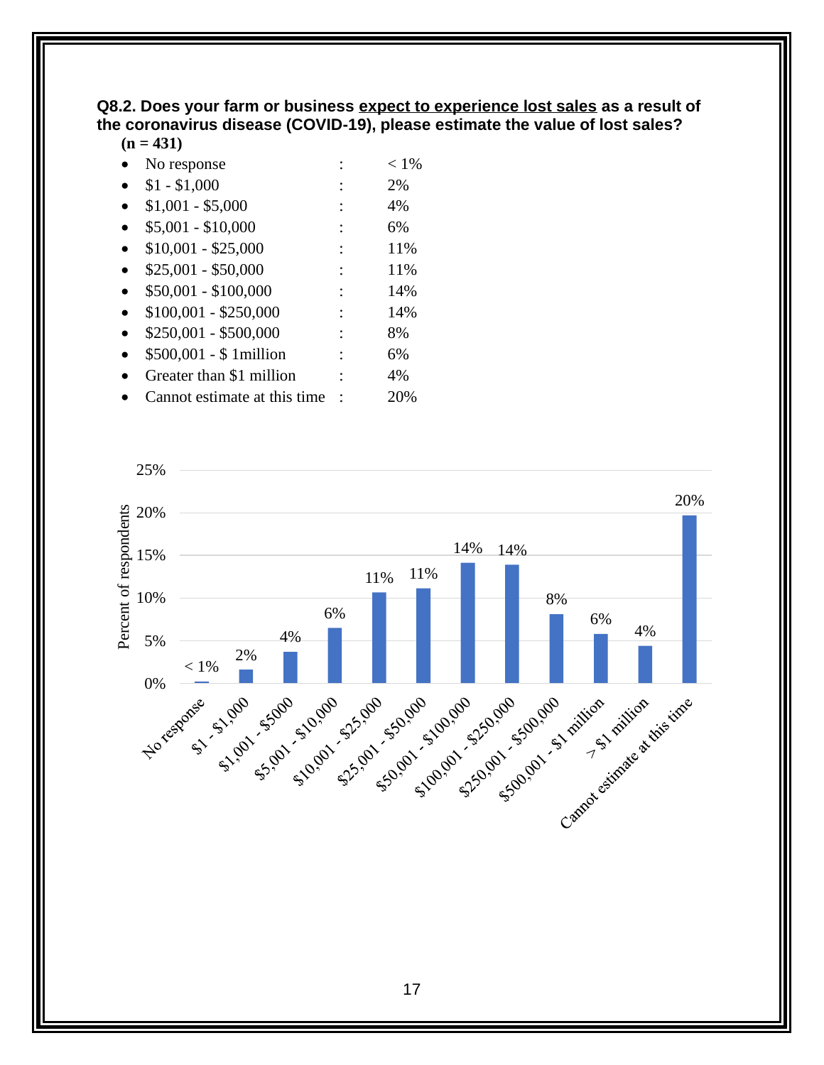**Q8.2. Does your farm or business <u>expect to experience lost sales</u> as a result of the coronavirus disease (COVID-19), please estimate the value of lost sales?**

**(n = 431)**

- No response : < 1%
- $1 - $1,000 : 2%
- $1,001 - $5,000 : 4%
- $5,001 - $10,000 : 6%
- $10,001 - $25,000 : 11%
- $25,001 - $50,000 : 11%
- $50,001 - $100,000 : 14%
- $100,001 - $250,000 : 14%
- $250,001 - $500,000 : 8%
- $500,001 - $ 1million : 6%
- Greater than $1 million : 4%
- Cannot estimate at this time : 20%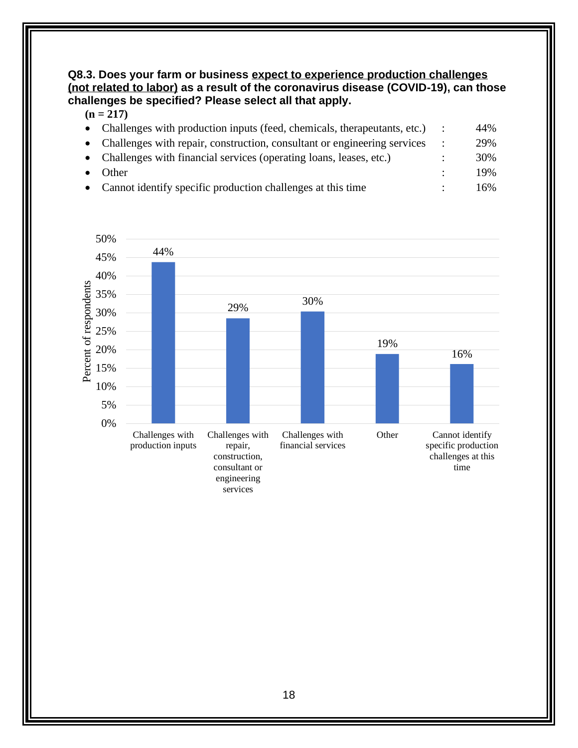**Q8.3. Does your farm or business <u>expect to experience production challenges (not related to labor)</u> as a result of the coronavirus disease (COVID-19), can those challenges be specified? Please select all that apply.**

**(n = 217)**

- Challenges with production inputs (feed, chemicals, therapeutants, etc.) : 44%
- Challenges with repair, construction, consultant or engineering services : 29%
- Challenges with financial services (operating loans, leases, etc.) : 30%
- Other : 19%
- Cannot identify specific production challenges at this time : 16%

| Category | Percent of respondents |
|---|---|
| Challenges with production inputs | 44% |
| Challenges with repair, construction, consultant or engineering services | 29% |
| Challenges with financial services | 30% |
| Other | 19% |
| Cannot identify specific production challenges at this time | 16% |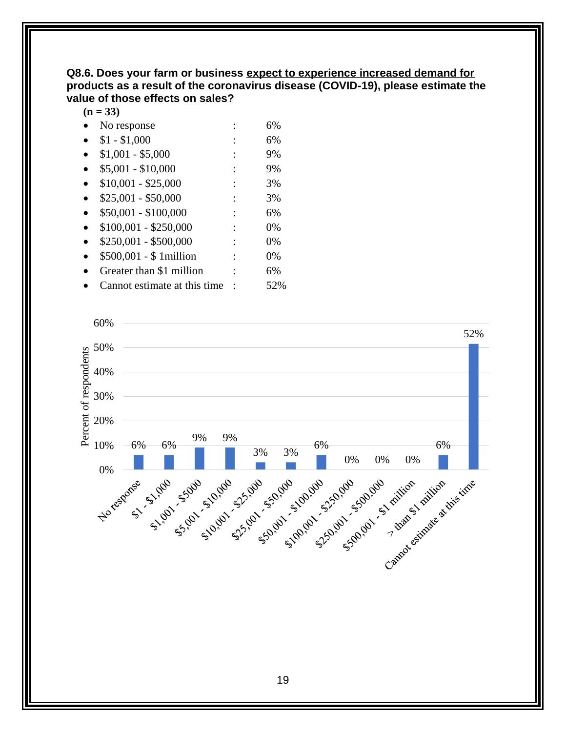**Q8.6. Does your farm or business <u>expect to experience increased demand for products</u> as a result of the coronavirus disease (COVID-19), please estimate the value of those effects on sales?**

**(n = 33)**

- No response : 6%
- $1 - $1,000 : 6%
- $1,001 - $5,000 : 9%
- $5,001 - $10,000 : 9%
- $10,001 - $25,000 : 3%
- $25,001 - $50,000 : 3%
- $50,001 - $100,000 : 6%
- $100,001 - $250,000 : 0%
- $250,001 - $500,000 : 0%
- $500,001 - $ 1million : 0%
- Greater than $1 million : 6%
- Cannot estimate at this time : 52%

| Response | Percent of respondents |
|---|---|
| No response | 6% |
| $1 - $1,000 | 6% |
| $1,001 - $5000 | 9% |
| $5,001 - $10,000 | 9% |
| $10,001 - $25,000 | 3% |
| $25,001 - $50,000 | 3% |
| $50,001 - $100,000 | 6% |
| $100,001 - $250,000 | 0% |
| $250,001 - $500,000 | 0% |
| $500,001 - $1 million | 0% |
| > than $1 million | 6% |
| Cannot estimate at this time | 52% |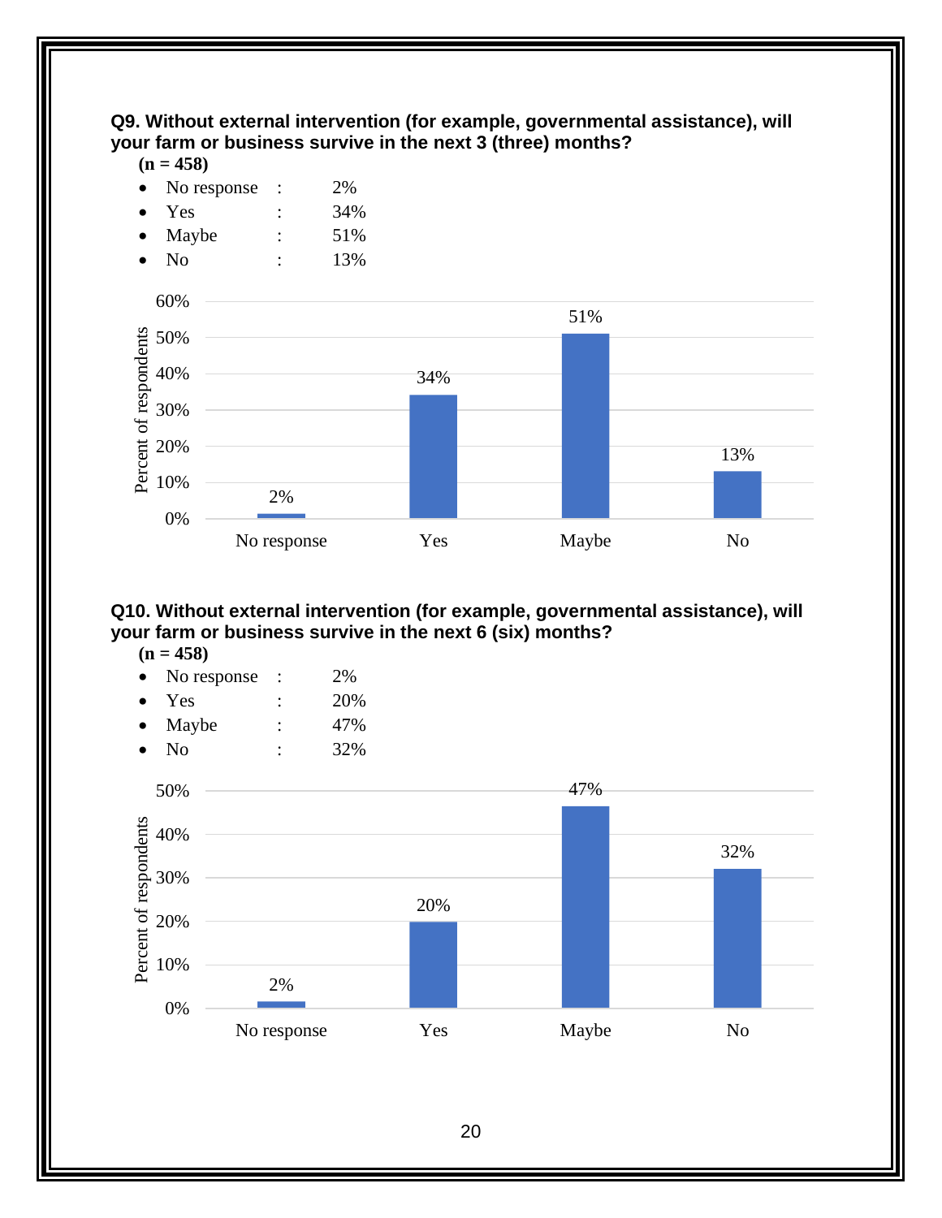**Q9. Without external intervention (for example, governmental assistance), will your farm or business survive in the next 3 (three) months?**

**(n = 458)**

- No response : 2%
- Yes : 34%
- Maybe : 51%
- No : 13%

**Q10. Without external intervention (for example, governmental assistance), will your farm or business survive in the next 6 (six) months?**

**(n = 458)**

- No response : 2%
- Yes : 20%
- Maybe : 47%
- No : 32%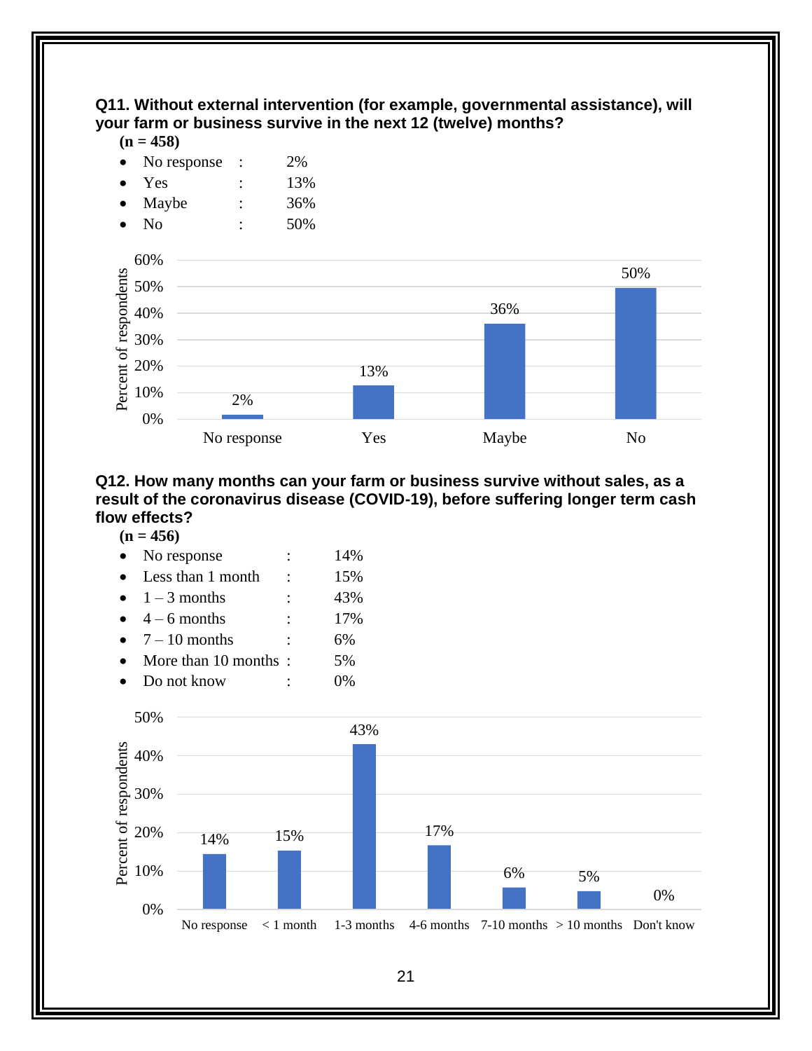**Q11. Without external intervention (for example, governmental assistance), will your farm or business survive in the next 12 (twelve) months?**

**(n = 458)**

- No response : 2%
- Yes : 13%
- Maybe : 36%
- No : 50%

**Q12. How many months can your farm or business survive without sales, as a result of the coronavirus disease (COVID-19), before suffering longer term cash flow effects?**

**(n = 456)**

- No response : 14%
- Less than 1 month : 15%
- 1 – 3 months : 43%
- 4 – 6 months : 17%
- 7 – 10 months : 6%
- More than 10 months : 5%
- Do not know : 0%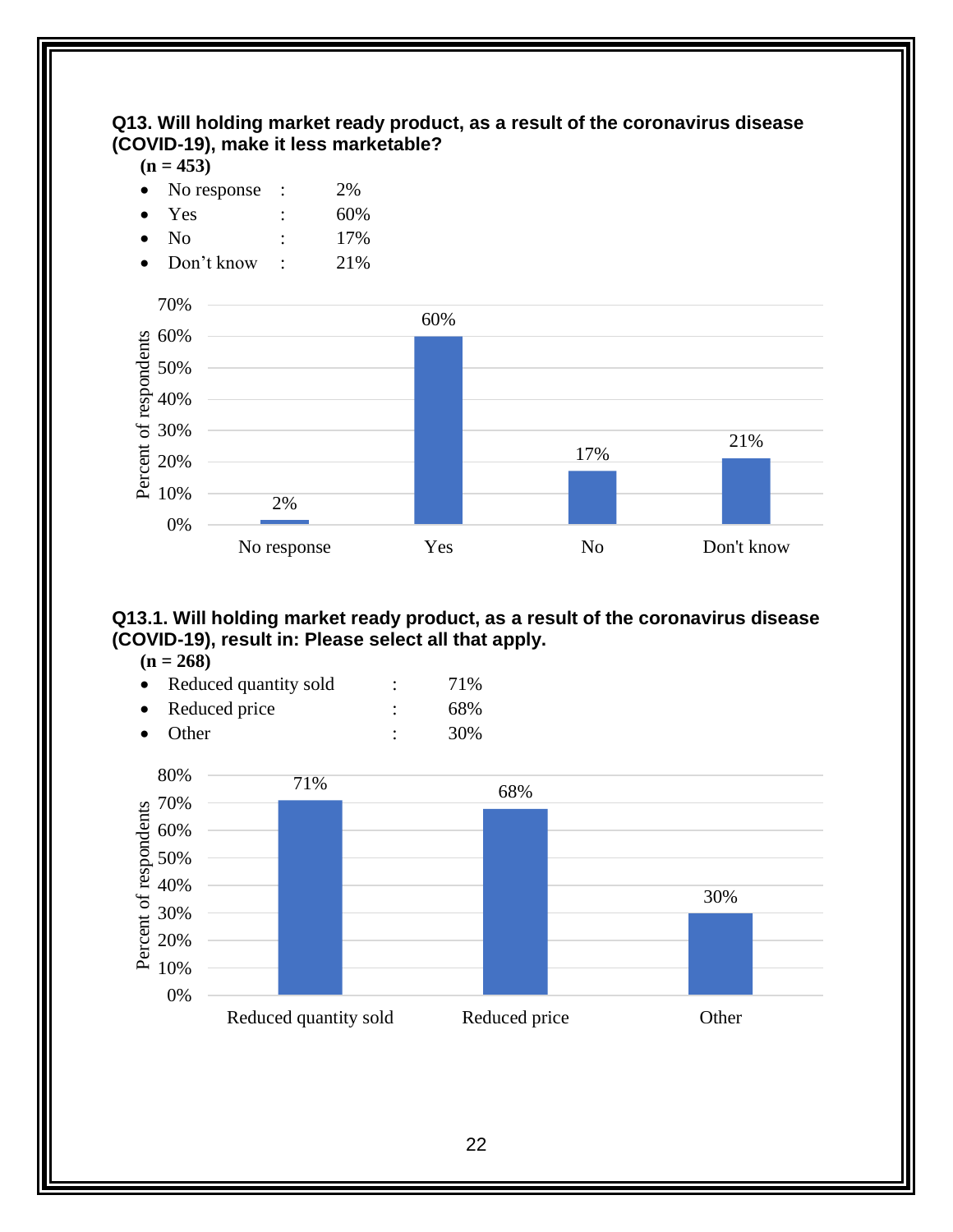**Q13. Will holding market ready product, as a result of the coronavirus disease (COVID-19), make it less marketable?**

**(n = 453)**

- No response : 2%
- Yes : 60%
- No : 17%
- Don't know : 21%

**Q13.1. Will holding market ready product, as a result of the coronavirus disease (COVID-19), result in: Please select all that apply.**

**(n = 268)**

- Reduced quantity sold : 71%
- Reduced price : 68%
- Other : 30%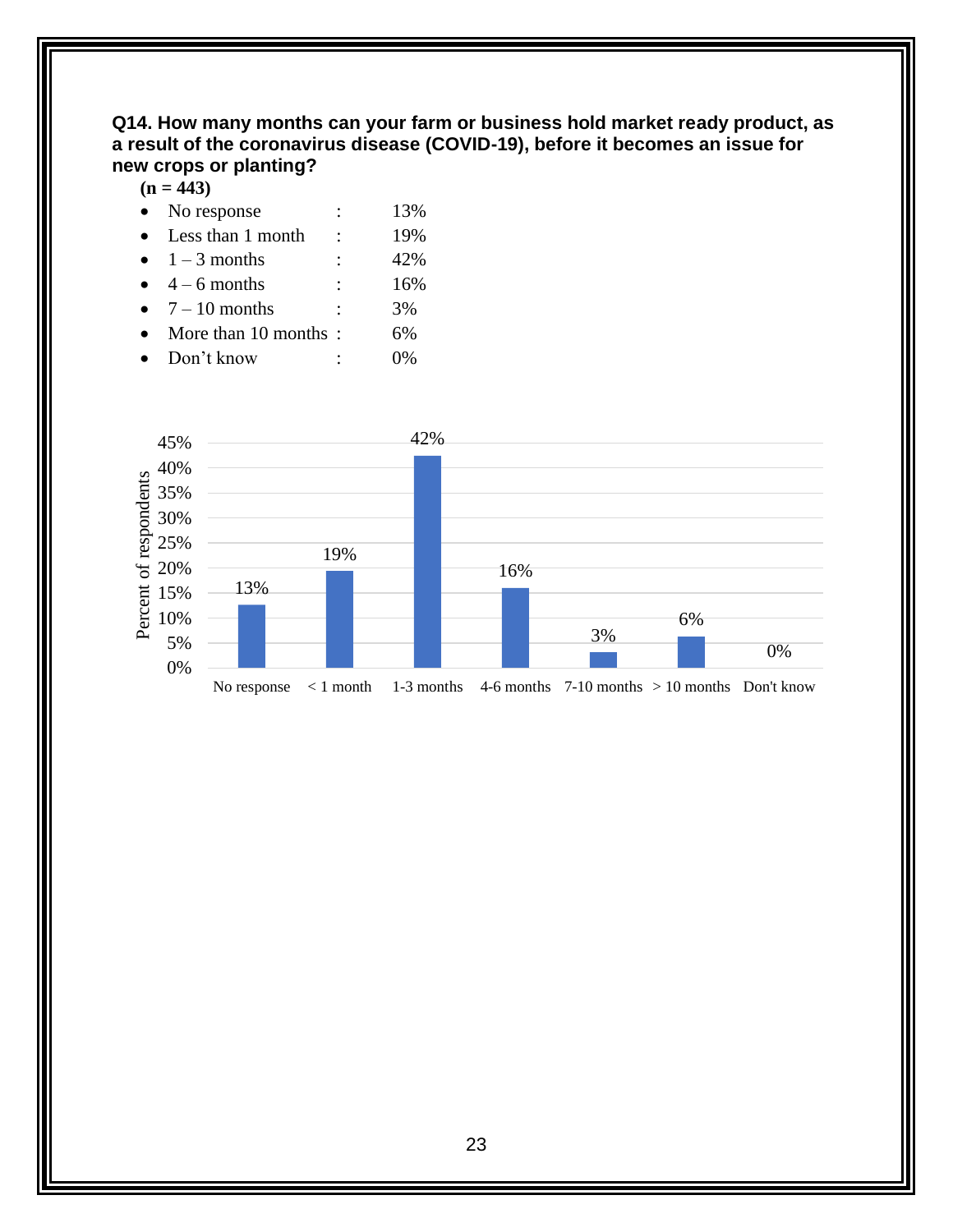**Q14. How many months can your farm or business hold market ready product, as a result of the coronavirus disease (COVID-19), before it becomes an issue for new crops or planting?**

**(n = 443)**

- No response : 13%
- Less than 1 month : 19%
- 1 – 3 months : 42%
- 4 – 6 months : 16%
- 7 – 10 months : 3%
- More than 10 months : 6%
- Don't know : 0%

| Response | Percent of respondents |
|---|---|
| No response | 13% |
| < 1 month | 19% |
| 1-3 months | 42% |
| 4-6 months | 16% |
| 7-10 months | 3% |
| > 10 months | 6% |
| Don't know | 0% |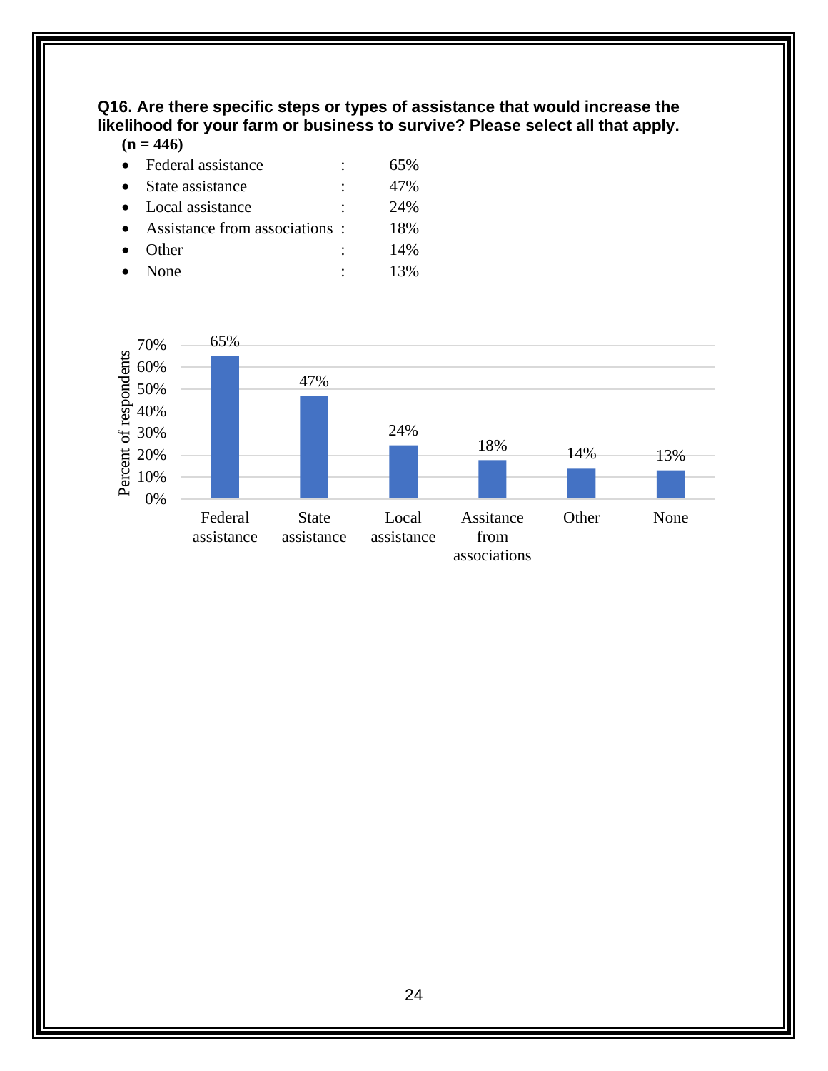**Q16. Are there specific steps or types of assistance that would increase the likelihood for your farm or business to survive? Please select all that apply.**

**(n = 446)**

- Federal assistance : 65%
- State assistance : 47%
- Local assistance : 24%
- Assistance from associations : 18%
- Other : 14%
- None : 13%

| Type of assistance | Percent of respondents |
|---|---|
| Federal assistance | 65% |
| State assistance | 47% |
| Local assistance | 24% |
| Assitance from associations | 18% |
| Other | 14% |
| None | 13% |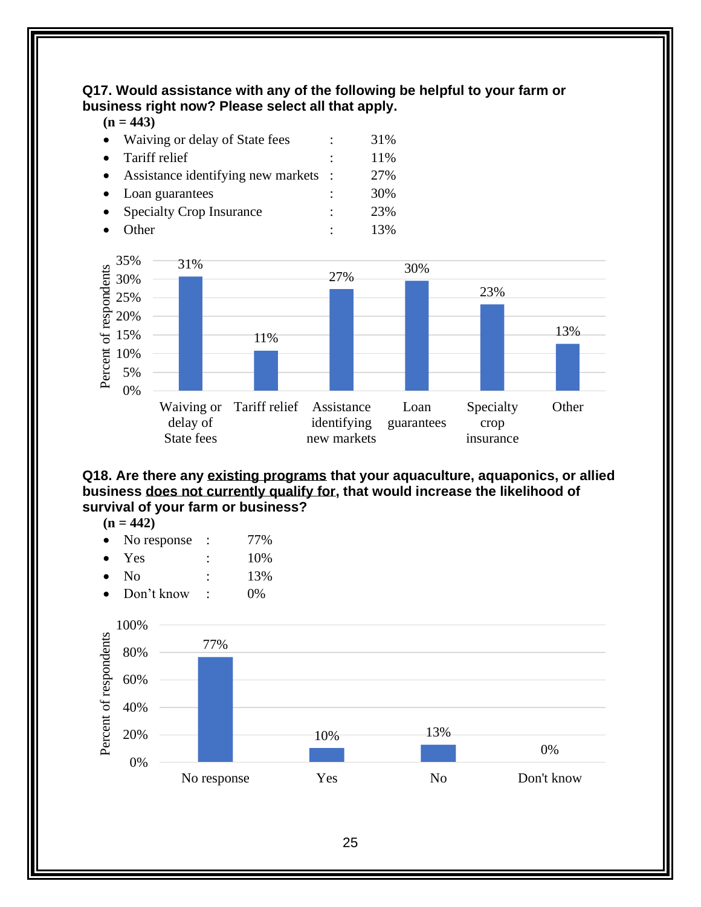**Q17. Would assistance with any of the following be helpful to your farm or business right now? Please select all that apply.**

**(n = 443)**

- Waiving or delay of State fees : 31%
- Tariff relief : 11%
- Assistance identifying new markets : 27%
- Loan guarantees : 30%
- Specialty Crop Insurance : 23%
- Other : 13%

| | Percent of respondents |
|---|---|
| Waiving or delay of State fees | 31% |
| Tariff relief | 11% |
| Assistance identifying new markets | 27% |
| Loan guarantees | 30% |
| Specialty crop insurance | 23% |
| Other | 13% |

**Q18. Are there any <u>existing programs</u> that your aquaculture, aquaponics, or allied business <u>does not currently qualify for</u>, that would increase the likelihood of survival of your farm or business?**

**(n = 442)**

- No response : 77%
- Yes : 10%
- No : 13%
- Don't know : 0%

| | Percent of respondents |
|---|---|
| No response | 77% |
| Yes | 10% |
| No | 13% |
| Don't know | 0% |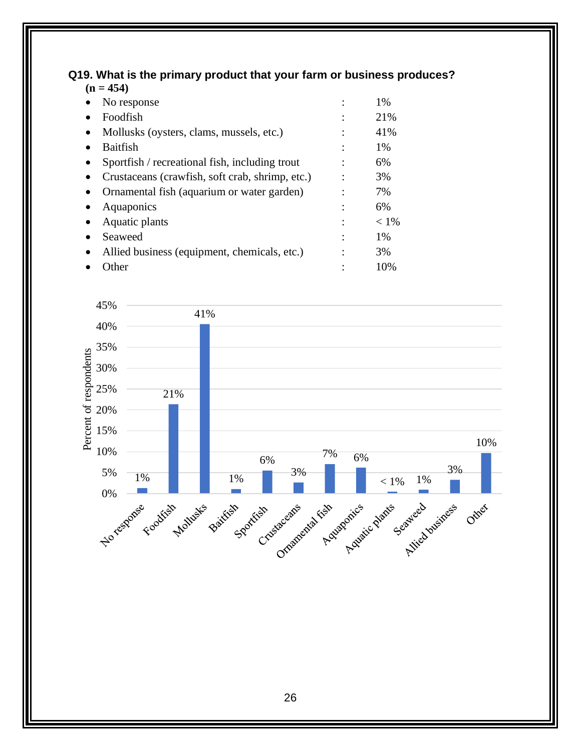### Q19. What is the primary product that your farm or business produces?

**(n = 454)**

- No response : 1%
- Foodfish : 21%
- Mollusks (oysters, clams, mussels, etc.) : 41%
- Baitfish : 1%
- Sportfish / recreational fish, including trout : 6%
- Crustaceans (crawfish, soft crab, shrimp, etc.) : 3%
- Ornamental fish (aquarium or water garden) : 7%
- Aquaponics : 6%
- Aquatic plants : < 1%
- Seaweed : 1%
- Allied business (equipment, chemicals, etc.) : 3%
- Other : 10%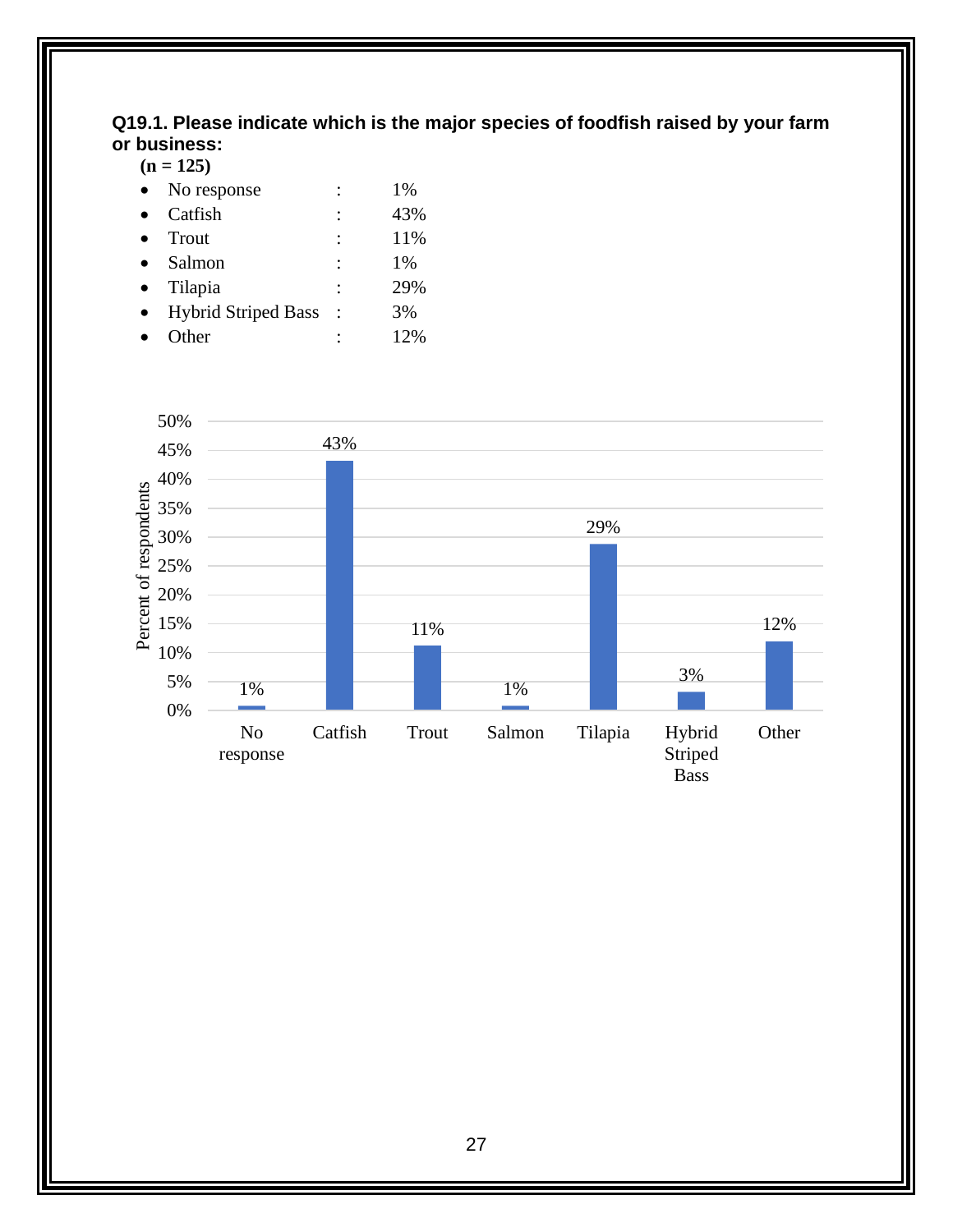**Q19.1. Please indicate which is the major species of foodfish raised by your farm or business:**

**(n = 125)**

- No response : 1%
- Catfish : 43%
- Trout : 11%
- Salmon : 1%
- Tilapia : 29%
- Hybrid Striped Bass : 3%
- Other : 12%

| Species | Percent of respondents |
|---|---|
| No response | 1% |
| Catfish | 43% |
| Trout | 11% |
| Salmon | 1% |
| Tilapia | 29% |
| Hybrid Striped Bass | 3% |
| Other | 12% |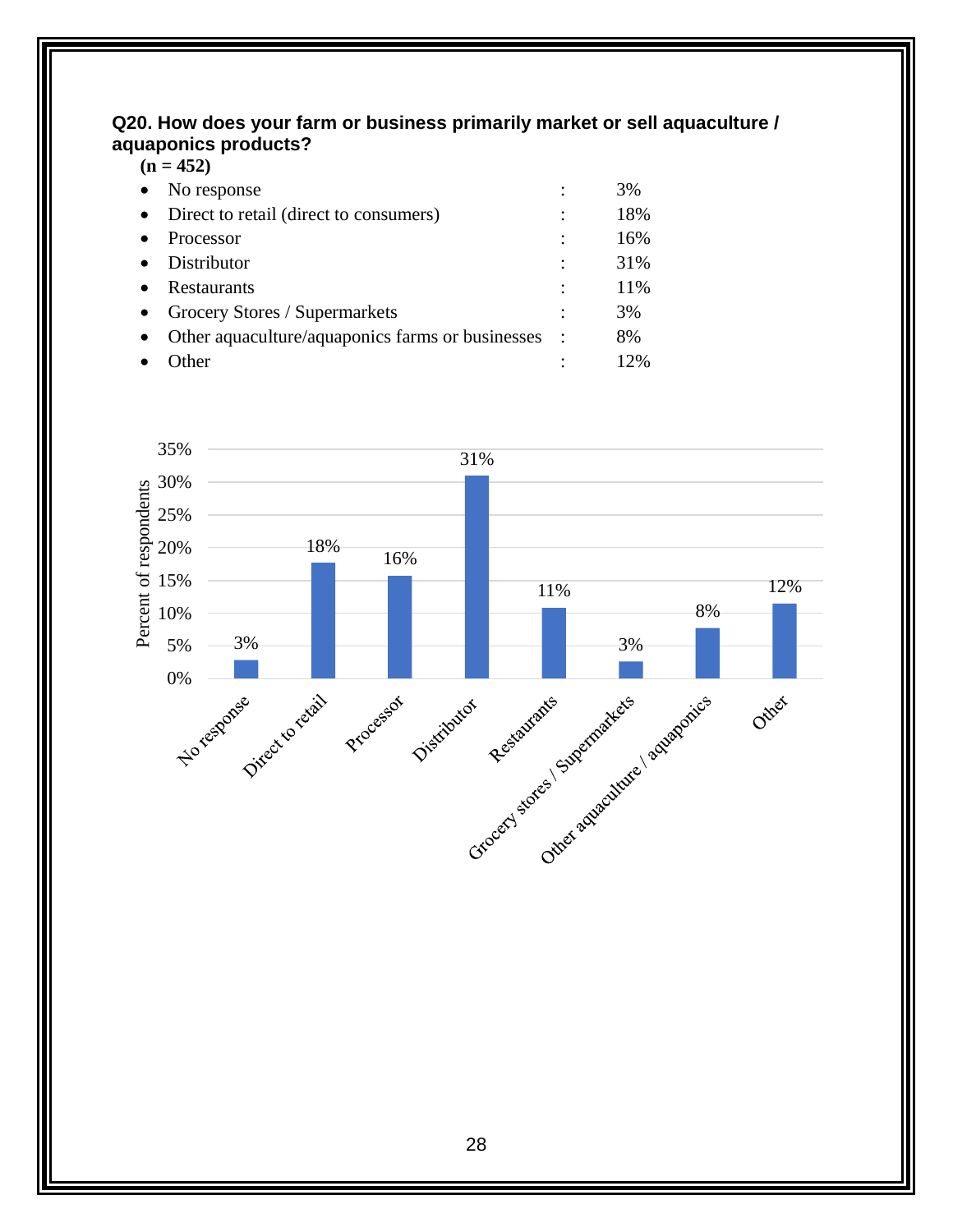**Q20. How does your farm or business primarily market or sell aquaculture / aquaponics products?**

**(n = 452)**

- No response : 3%
- Direct to retail (direct to consumers) : 18%
- Processor : 16%
- Distributor : 31%
- Restaurants : 11%
- Grocery Stores / Supermarkets : 3%
- Other aquaculture/aquaponics farms or businesses : 8%
- Other : 12%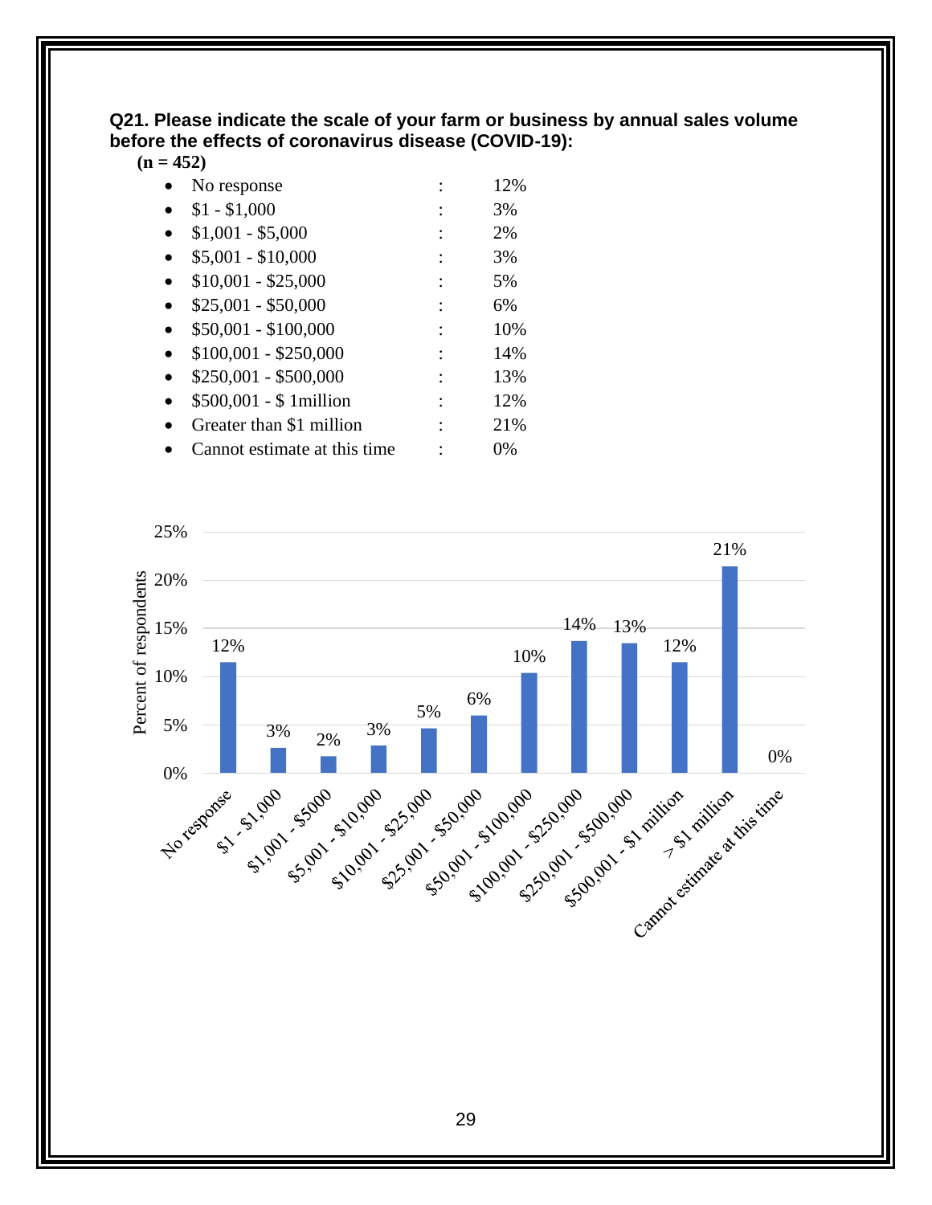**Q21. Please indicate the scale of your farm or business by annual sales volume before the effects of coronavirus disease (COVID-19):**

**(n = 452)**

- No response : 12%
- $1 - $1,000 : 3%
- $1,001 - $5,000 : 2%
- $5,001 - $10,000 : 3%
- $10,001 - $25,000 : 5%
- $25,001 - $50,000 : 6%
- $50,001 - $100,000 : 10%
- $100,001 - $250,000 : 14%
- $250,001 - $500,000 : 13%
- $500,001 - $ 1million : 12%
- Greater than $1 million : 21%
- Cannot estimate at this time : 0%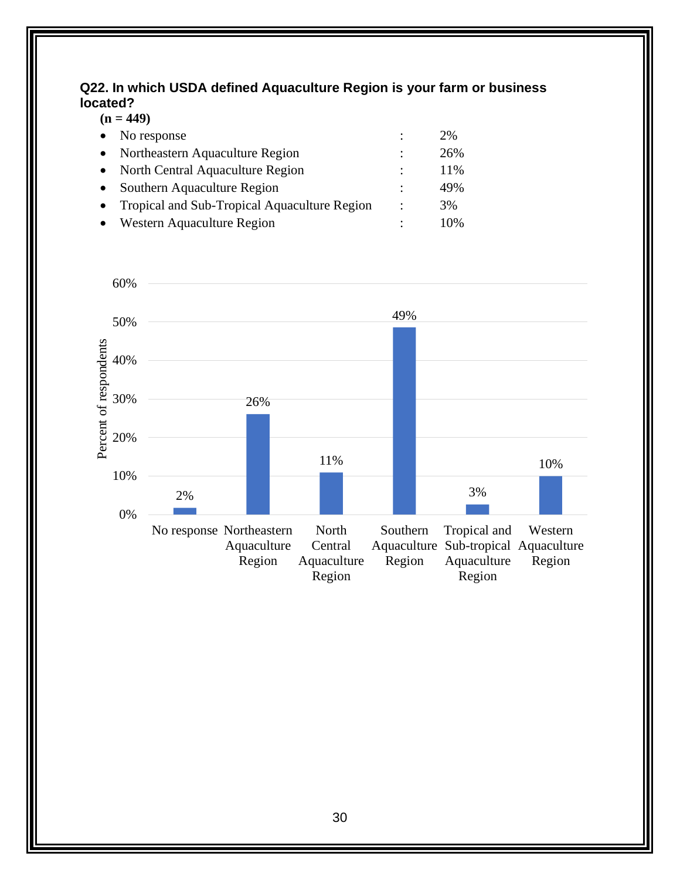**Q22. In which USDA defined Aquaculture Region is your farm or business located?**

**(n = 449)**

- No response : 2%
- Northeastern Aquaculture Region : 26%
- North Central Aquaculture Region : 11%
- Southern Aquaculture Region : 49%
- Tropical and Sub-Tropical Aquaculture Region : 3%
- Western Aquaculture Region : 10%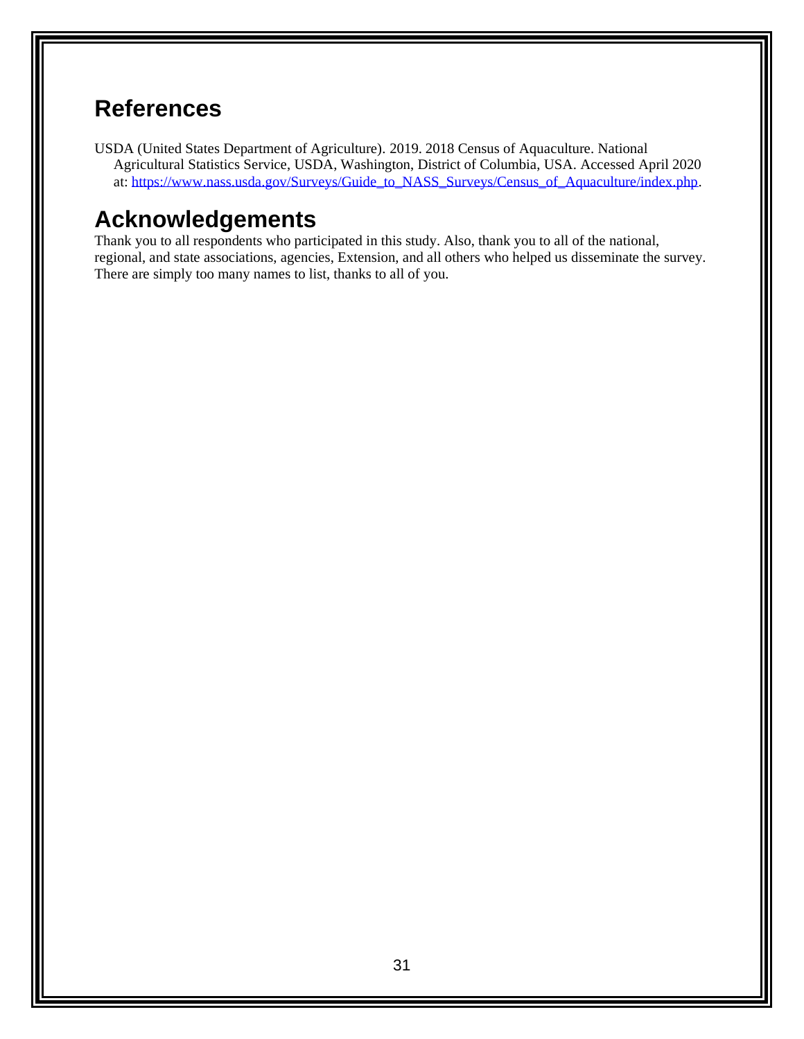## References

USDA (United States Department of Agriculture). 2019. 2018 Census of Aquaculture. National Agricultural Statistics Service, USDA, Washington, District of Columbia, USA. Accessed April 2020 at: https://www.nass.usda.gov/Surveys/Guide_to_NASS_Surveys/Census_of_Aquaculture/index.php.

## Acknowledgements

Thank you to all respondents who participated in this study. Also, thank you to all of the national, regional, and state associations, agencies, Extension, and all others who helped us disseminate the survey. There are simply too many names to list, thanks to all of you.